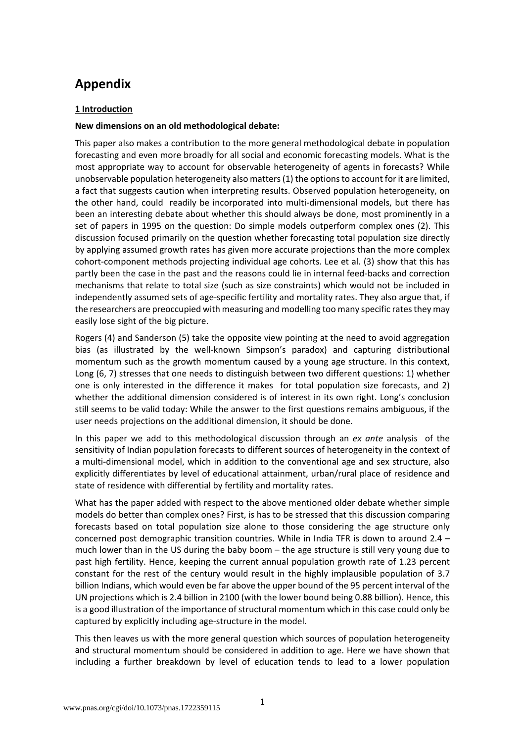# Appendix

## 1 Introduction

**New dimensions on an old methodological debate:**

This paper also makes a contribution to the more general methodological debate in population forecasting and even more broadly for all social and economic forecasting models. What is the most appropriate way to account for observable heterogeneity of agents in forecasts? While unobservable population heterogeneity also matters (1) the options to account for it are limited, a fact that suggests caution when interpreting results. Observed population heterogeneity, on the other hand, could readily be incorporated into multi-dimensional models, but there has been an interesting debate about whether this should always be done, most prominently in a set of papers in 1995 on the question: Do simple models outperform complex ones (2). This discussion focused primarily on the question whether forecasting total population size directly by applying assumed growth rates has given more accurate projections than the more complex cohort-component methods projecting individual age cohorts. Lee et al. (3) show that this has partly been the case in the past and the reasons could lie in internal feed-backs and correction mechanisms that relate to total size (such as size constraints) which would not be included in independently assumed sets of age-specific fertility and mortality rates. They also argue that, if the researchers are preoccupied with measuring and modelling too many specific rates they may easily lose sight of the big picture.

Rogers (4) and Sanderson (5) take the opposite view pointing at the need to avoid aggregation bias (as illustrated by the well-known Simpson's paradox) and capturing distributional momentum such as the growth momentum caused by a young age structure. In this context, Long (6, 7) stresses that one needs to distinguish between two different questions: 1) whether one is only interested in the difference it makes for total population size forecasts, and 2) whether the additional dimension considered is of interest in its own right. Long's conclusion still seems to be valid today: While the answer to the first questions remains ambiguous, if the user needs projections on the additional dimension, it should be done.

In this paper we add to this methodological discussion through an *ex ante* analysis of the sensitivity of Indian population forecasts to different sources of heterogeneity in the context of a multi-dimensional model, which in addition to the conventional age and sex structure, also explicitly differentiates by level of educational attainment, urban/rural place of residence and state of residence with differential by fertility and mortality rates.

What has the paper added with respect to the above mentioned older debate whether simple models do better than complex ones? First, is has to be stressed that this discussion comparing forecasts based on total population size alone to those considering the age structure only concerned post demographic transition countries. While in India TFR is down to around 2.4 – much lower than in the US during the baby boom – the age structure is still very young due to past high fertility. Hence, keeping the current annual population growth rate of 1.23 percent constant for the rest of the century would result in the highly implausible population of 3.7 billion Indians, which would even be far above the upper bound of the 95 percent interval of the UN projections which is 2.4 billion in 2100 (with the lower bound being 0.88 billion). Hence, this is a good illustration of the importance of structural momentum which in this case could only be captured by explicitly including age-structure in the model.

This then leaves us with the more general question which sources of population heterogeneity and structural momentum should be considered in addition to age. Here we have shown that including a further breakdown by level of education tends to lead to a lower population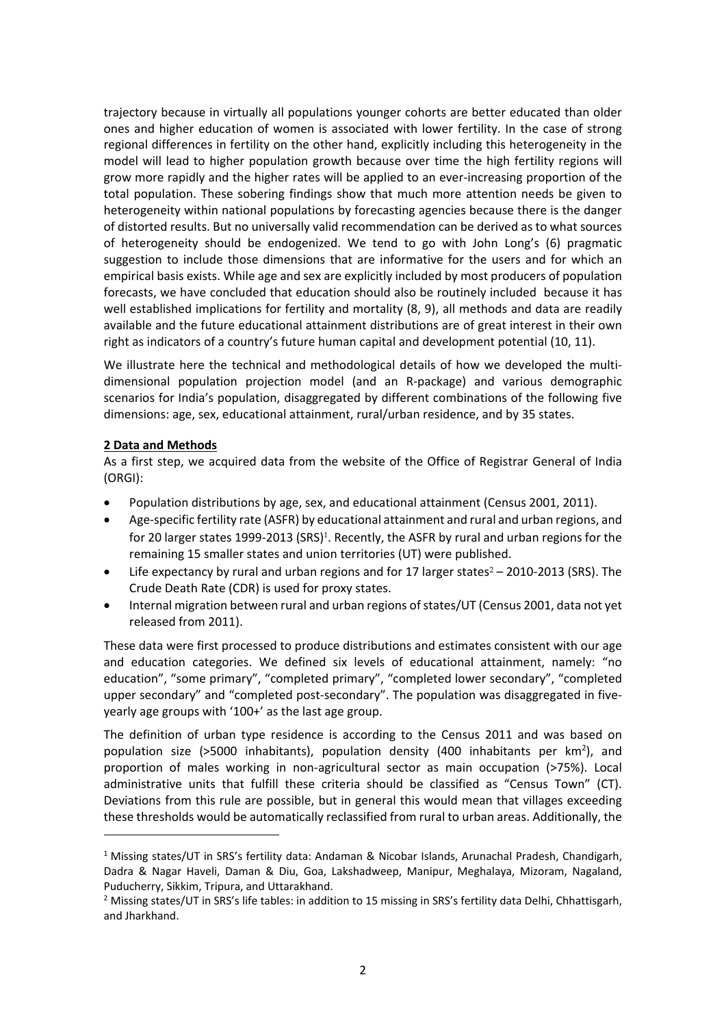trajectory because in virtually all populations younger cohorts are better educated than older ones and higher education of women is associated with lower fertility. In the case of strong regional differences in fertility on the other hand, explicitly including this heterogeneity in the model will lead to higher population growth because over time the high fertility regions will grow more rapidly and the higher rates will be applied to an ever-increasing proportion of the total population. These sobering findings show that much more attention needs be given to heterogeneity within national populations by forecasting agencies because there is the danger of distorted results. But no universally valid recommendation can be derived as to what sources of heterogeneity should be endogenized. We tend to go with John Long's (6) pragmatic suggestion to include those dimensions that are informative for the users and for which an empirical basis exists. While age and sex are explicitly included by most producers of population forecasts, we have concluded that education should also be routinely included because it has well established implications for fertility and mortality (8, 9), all methods and data are readily available and the future educational attainment distributions are of great interest in their own right as indicators of a country's future human capital and development potential (10, 11).

We illustrate here the technical and methodological details of how we developed the multi-dimensional population projection model (and an R-package) and various demographic scenarios for India's population, disaggregated by different combinations of the following five dimensions: age, sex, educational attainment, rural/urban residence, and by 35 states.

## 2 Data and Methods

As a first step, we acquired data from the website of the Office of Registrar General of India (ORGI):

- Population distributions by age, sex, and educational attainment (Census 2001, 2011).
- Age-specific fertility rate (ASFR) by educational attainment and rural and urban regions, and for 20 larger states 1999-2013 (SRS)[1]. Recently, the ASFR by rural and urban regions for the remaining 15 smaller states and union territories (UT) were published.
- Life expectancy by rural and urban regions and for 17 larger states[2] – 2010-2013 (SRS). The Crude Death Rate (CDR) is used for proxy states.
- Internal migration between rural and urban regions of states/UT (Census 2001, data not yet released from 2011).

These data were first processed to produce distributions and estimates consistent with our age and education categories. We defined six levels of educational attainment, namely: "no education", "some primary", "completed primary", "completed lower secondary", "completed upper secondary" and "completed post-secondary". The population was disaggregated in five-yearly age groups with '100+' as the last age group.

The definition of urban type residence is according to the Census 2011 and was based on population size (>5000 inhabitants), population density (400 inhabitants per km$^2$), and proportion of males working in non-agricultural sector as main occupation (>75%). Local administrative units that fulfill these criteria should be classified as "Census Town" (CT). Deviations from this rule are possible, but in general this would mean that villages exceeding these thresholds would be automatically reclassified from rural to urban areas. Additionally, the

---

[1] Missing states/UT in SRS's fertility data: Andaman & Nicobar Islands, Arunachal Pradesh, Chandigarh, Dadra & Nagar Haveli, Daman & Diu, Goa, Lakshadweep, Manipur, Meghalaya, Mizoram, Nagaland, Puducherry, Sikkim, Tripura, and Uttarakhand.

[2] Missing states/UT in SRS's life tables: in addition to 15 missing in SRS's fertility data Delhi, Chhattisgarh, and Jharkhand.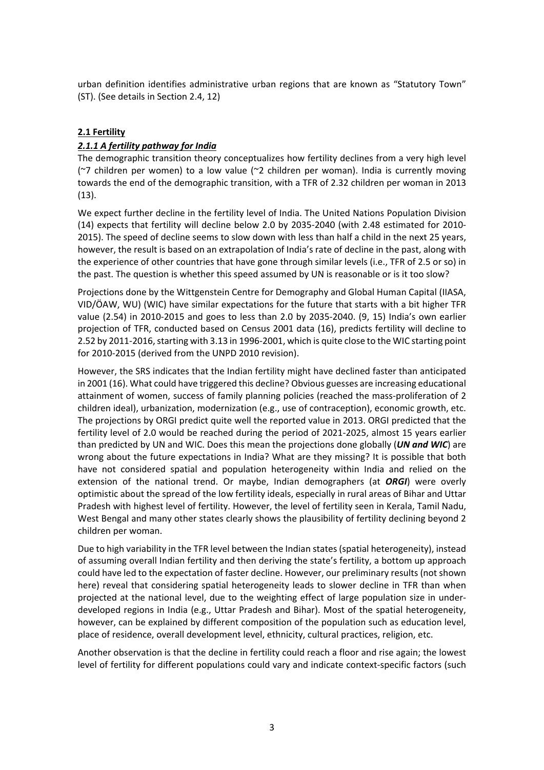urban definition identifies administrative urban regions that are known as "Statutory Town" (ST). (See details in Section 2.4, 12)

## 2.1 Fertility

### *2.1.1 A fertility pathway for India*

The demographic transition theory conceptualizes how fertility declines from a very high level (~7 children per women) to a low value (~2 children per woman). India is currently moving towards the end of the demographic transition, with a TFR of 2.32 children per woman in 2013 (13).

We expect further decline in the fertility level of India. The United Nations Population Division (14) expects that fertility will decline below 2.0 by 2035-2040 (with 2.48 estimated for 2010-2015). The speed of decline seems to slow down with less than half a child in the next 25 years, however, the result is based on an extrapolation of India's rate of decline in the past, along with the experience of other countries that have gone through similar levels (i.e., TFR of 2.5 or so) in the past. The question is whether this speed assumed by UN is reasonable or is it too slow?

Projections done by the Wittgenstein Centre for Demography and Global Human Capital (IIASA, VID/ÖAW, WU) (WIC) have similar expectations for the future that starts with a bit higher TFR value (2.54) in 2010-2015 and goes to less than 2.0 by 2035-2040. (9, 15) India's own earlier projection of TFR, conducted based on Census 2001 data (16), predicts fertility will decline to 2.52 by 2011-2016, starting with 3.13 in 1996-2001, which is quite close to the WIC starting point for 2010-2015 (derived from the UNPD 2010 revision).

However, the SRS indicates that the Indian fertility might have declined faster than anticipated in 2001 (16). What could have triggered this decline? Obvious guesses are increasing educational attainment of women, success of family planning policies (reached the mass-proliferation of 2 children ideal), urbanization, modernization (e.g., use of contraception), economic growth, etc. The projections by ORGI predict quite well the reported value in 2013. ORGI predicted that the fertility level of 2.0 would be reached during the period of 2021-2025, almost 15 years earlier than predicted by UN and WIC. Does this mean the projections done globally (***UN and WIC***) are wrong about the future expectations in India? What are they missing? It is possible that both have not considered spatial and population heterogeneity within India and relied on the extension of the national trend. Or maybe, Indian demographers (at ***ORGI***) were overly optimistic about the spread of the low fertility ideals, especially in rural areas of Bihar and Uttar Pradesh with highest level of fertility. However, the level of fertility seen in Kerala, Tamil Nadu, West Bengal and many other states clearly shows the plausibility of fertility declining beyond 2 children per woman.

Due to high variability in the TFR level between the Indian states (spatial heterogeneity), instead of assuming overall Indian fertility and then deriving the state's fertility, a bottom up approach could have led to the expectation of faster decline. However, our preliminary results (not shown here) reveal that considering spatial heterogeneity leads to slower decline in TFR than when projected at the national level, due to the weighting effect of large population size in under-developed regions in India (e.g., Uttar Pradesh and Bihar). Most of the spatial heterogeneity, however, can be explained by different composition of the population such as education level, place of residence, overall development level, ethnicity, cultural practices, religion, etc.

Another observation is that the decline in fertility could reach a floor and rise again; the lowest level of fertility for different populations could vary and indicate context-specific factors (such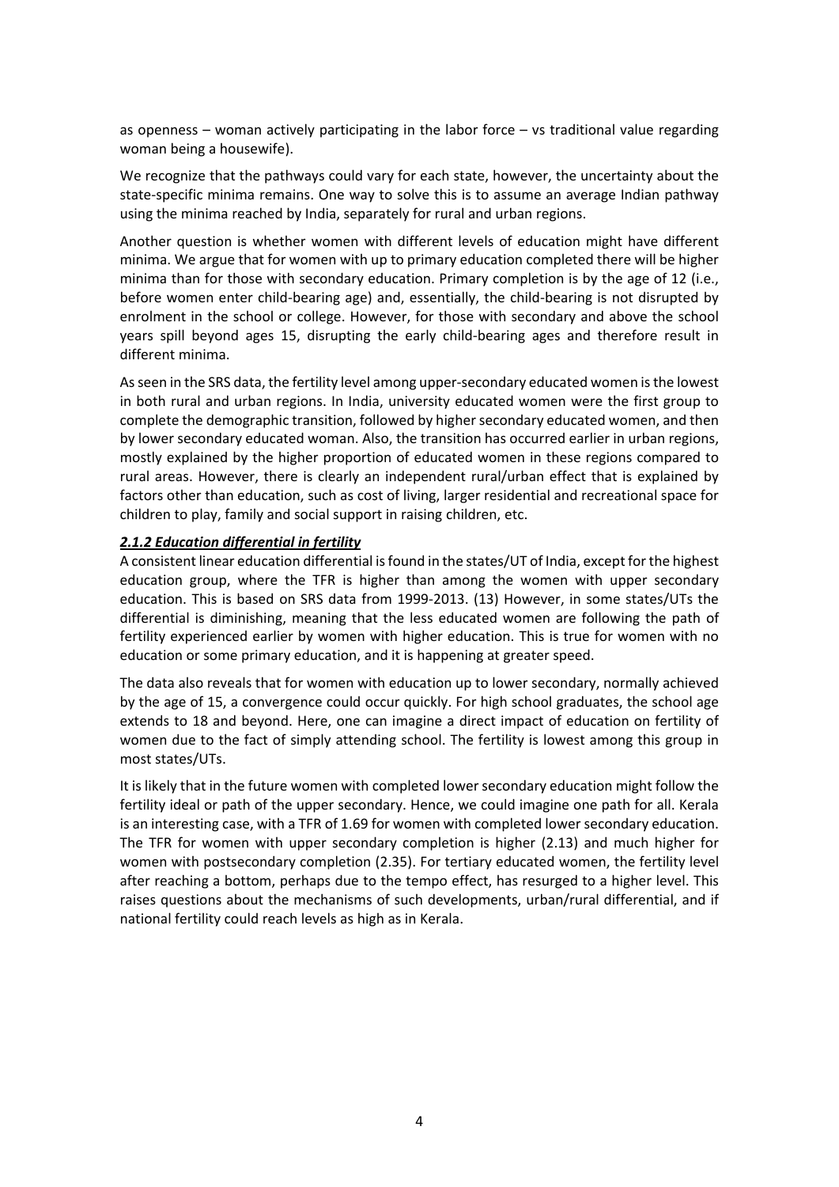as openness – woman actively participating in the labor force – vs traditional value regarding woman being a housewife).

We recognize that the pathways could vary for each state, however, the uncertainty about the state-specific minima remains. One way to solve this is to assume an average Indian pathway using the minima reached by India, separately for rural and urban regions.

Another question is whether women with different levels of education might have different minima. We argue that for women with up to primary education completed there will be higher minima than for those with secondary education. Primary completion is by the age of 12 (i.e., before women enter child-bearing age) and, essentially, the child-bearing is not disrupted by enrolment in the school or college. However, for those with secondary and above the school years spill beyond ages 15, disrupting the early child-bearing ages and therefore result in different minima.

As seen in the SRS data, the fertility level among upper-secondary educated women is the lowest in both rural and urban regions. In India, university educated women were the first group to complete the demographic transition, followed by higher secondary educated women, and then by lower secondary educated woman. Also, the transition has occurred earlier in urban regions, mostly explained by the higher proportion of educated women in these regions compared to rural areas. However, there is clearly an independent rural/urban effect that is explained by factors other than education, such as cost of living, larger residential and recreational space for children to play, family and social support in raising children, etc.

### ***2.1.2 Education differential in fertility***

A consistent linear education differential is found in the states/UT of India, except for the highest education group, where the TFR is higher than among the women with upper secondary education. This is based on SRS data from 1999-2013. (13) However, in some states/UTs the differential is diminishing, meaning that the less educated women are following the path of fertility experienced earlier by women with higher education. This is true for women with no education or some primary education, and it is happening at greater speed.

The data also reveals that for women with education up to lower secondary, normally achieved by the age of 15, a convergence could occur quickly. For high school graduates, the school age extends to 18 and beyond. Here, one can imagine a direct impact of education on fertility of women due to the fact of simply attending school. The fertility is lowest among this group in most states/UTs.

It is likely that in the future women with completed lower secondary education might follow the fertility ideal or path of the upper secondary. Hence, we could imagine one path for all. Kerala is an interesting case, with a TFR of 1.69 for women with completed lower secondary education. The TFR for women with upper secondary completion is higher (2.13) and much higher for women with postsecondary completion (2.35). For tertiary educated women, the fertility level after reaching a bottom, perhaps due to the tempo effect, has resurged to a higher level. This raises questions about the mechanisms of such developments, urban/rural differential, and if national fertility could reach levels as high as in Kerala.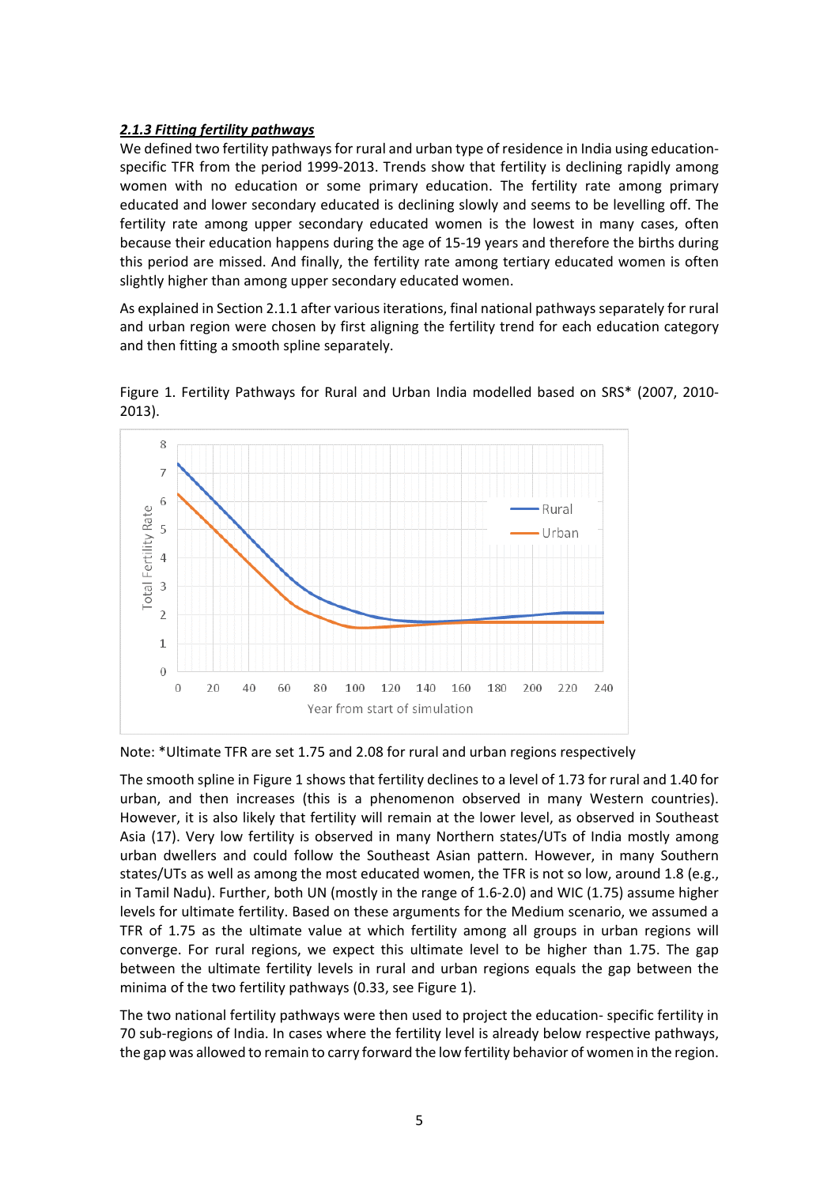### *2.1.3 Fitting fertility pathways*

We defined two fertility pathways for rural and urban type of residence in India using education-specific TFR from the period 1999-2013. Trends show that fertility is declining rapidly among women with no education or some primary education. The fertility rate among primary educated and lower secondary educated is declining slowly and seems to be levelling off. The fertility rate among upper secondary educated women is the lowest in many cases, often because their education happens during the age of 15-19 years and therefore the births during this period are missed. And finally, the fertility rate among tertiary educated women is often slightly higher than among upper secondary educated women.

As explained in Section 2.1.1 after various iterations, final national pathways separately for rural and urban region were chosen by first aligning the fertility trend for each education category and then fitting a smooth spline separately.

Figure 1. Fertility Pathways for Rural and Urban India modelled based on SRS* (2007, 2010-2013).

Note: *Ultimate TFR are set 1.75 and 2.08 for rural and urban regions respectively

The smooth spline in Figure 1 shows that fertility declines to a level of 1.73 for rural and 1.40 for urban, and then increases (this is a phenomenon observed in many Western countries). However, it is also likely that fertility will remain at the lower level, as observed in Southeast Asia (17). Very low fertility is observed in many Northern states/UTs of India mostly among urban dwellers and could follow the Southeast Asian pattern. However, in many Southern states/UTs as well as among the most educated women, the TFR is not so low, around 1.8 (e.g., in Tamil Nadu). Further, both UN (mostly in the range of 1.6-2.0) and WIC (1.75) assume higher levels for ultimate fertility. Based on these arguments for the Medium scenario, we assumed a TFR of 1.75 as the ultimate value at which fertility among all groups in urban regions will converge. For rural regions, we expect this ultimate level to be higher than 1.75. The gap between the ultimate fertility levels in rural and urban regions equals the gap between the minima of the two fertility pathways (0.33, see Figure 1).

The two national fertility pathways were then used to project the education- specific fertility in 70 sub-regions of India. In cases where the fertility level is already below respective pathways, the gap was allowed to remain to carry forward the low fertility behavior of women in the region.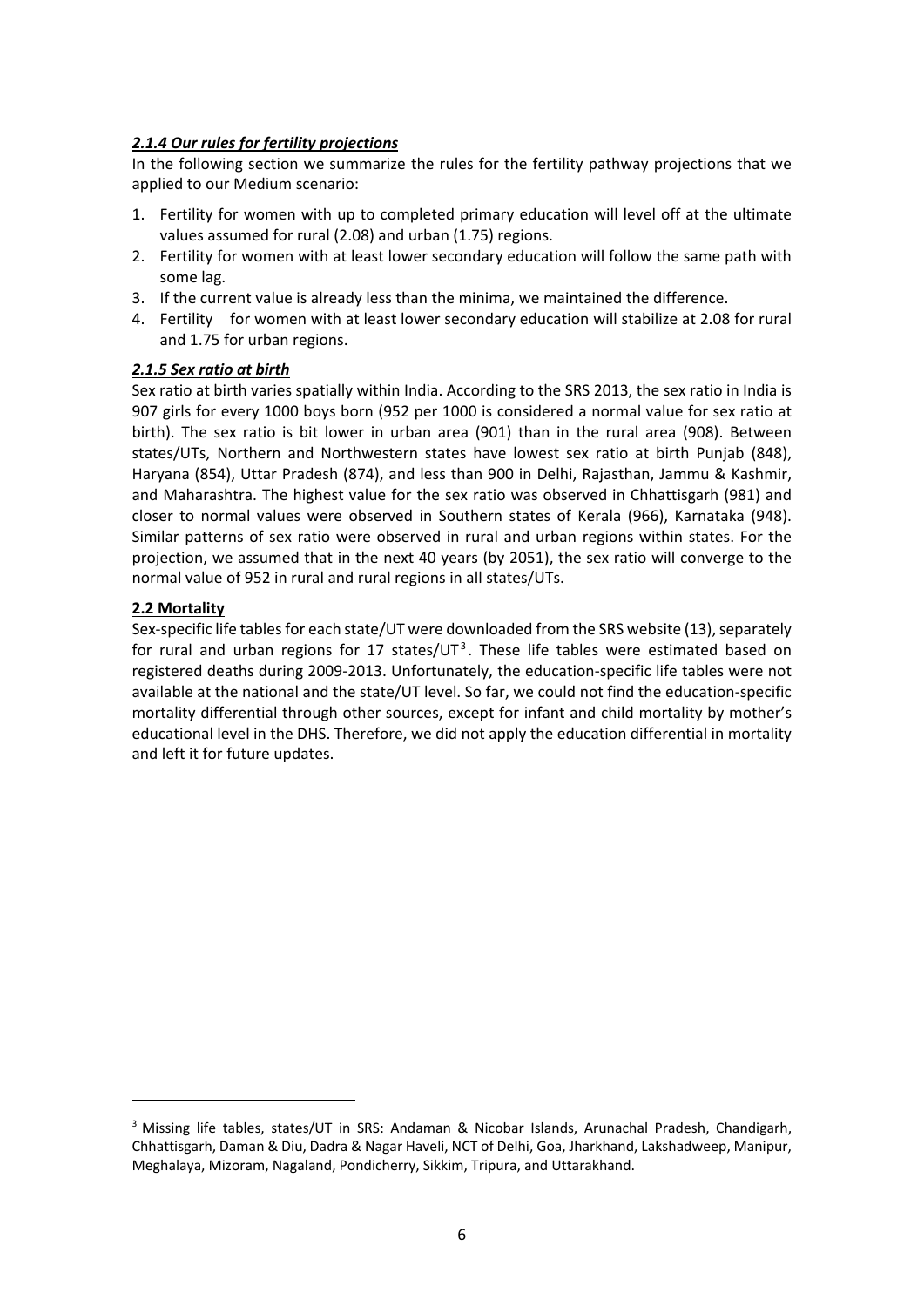### *2.1.4 Our rules for fertility projections*

In the following section we summarize the rules for the fertility pathway projections that we applied to our Medium scenario:

1. Fertility for women with up to completed primary education will level off at the ultimate values assumed for rural (2.08) and urban (1.75) regions.
2. Fertility for women with at least lower secondary education will follow the same path with some lag.
3. If the current value is already less than the minima, we maintained the difference.
4. Fertility for women with at least lower secondary education will stabilize at 2.08 for rural and 1.75 for urban regions.

### *2.1.5 Sex ratio at birth*

Sex ratio at birth varies spatially within India. According to the SRS 2013, the sex ratio in India is 907 girls for every 1000 boys born (952 per 1000 is considered a normal value for sex ratio at birth). The sex ratio is bit lower in urban area (901) than in the rural area (908). Between states/UTs, Northern and Northwestern states have lowest sex ratio at birth Punjab (848), Haryana (854), Uttar Pradesh (874), and less than 900 in Delhi, Rajasthan, Jammu & Kashmir, and Maharashtra. The highest value for the sex ratio was observed in Chhattisgarh (981) and closer to normal values were observed in Southern states of Kerala (966), Karnataka (948). Similar patterns of sex ratio were observed in rural and urban regions within states. For the projection, we assumed that in the next 40 years (by 2051), the sex ratio will converge to the normal value of 952 in rural and rural regions in all states/UTs.

## 2.2 Mortality

Sex-specific life tables for each state/UT were downloaded from the SRS website (13), separately for rural and urban regions for 17 states/UT[3]. These life tables were estimated based on registered deaths during 2009-2013. Unfortunately, the education-specific life tables were not available at the national and the state/UT level. So far, we could not find the education-specific mortality differential through other sources, except for infant and child mortality by mother's educational level in the DHS. Therefore, we did not apply the education differential in mortality and left it for future updates.

---

[3] Missing life tables, states/UT in SRS: Andaman & Nicobar Islands, Arunachal Pradesh, Chandigarh, Chhattisgarh, Daman & Diu, Dadra & Nagar Haveli, NCT of Delhi, Goa, Jharkhand, Lakshadweep, Manipur, Meghalaya, Mizoram, Nagaland, Pondicherry, Sikkim, Tripura, and Uttarakhand.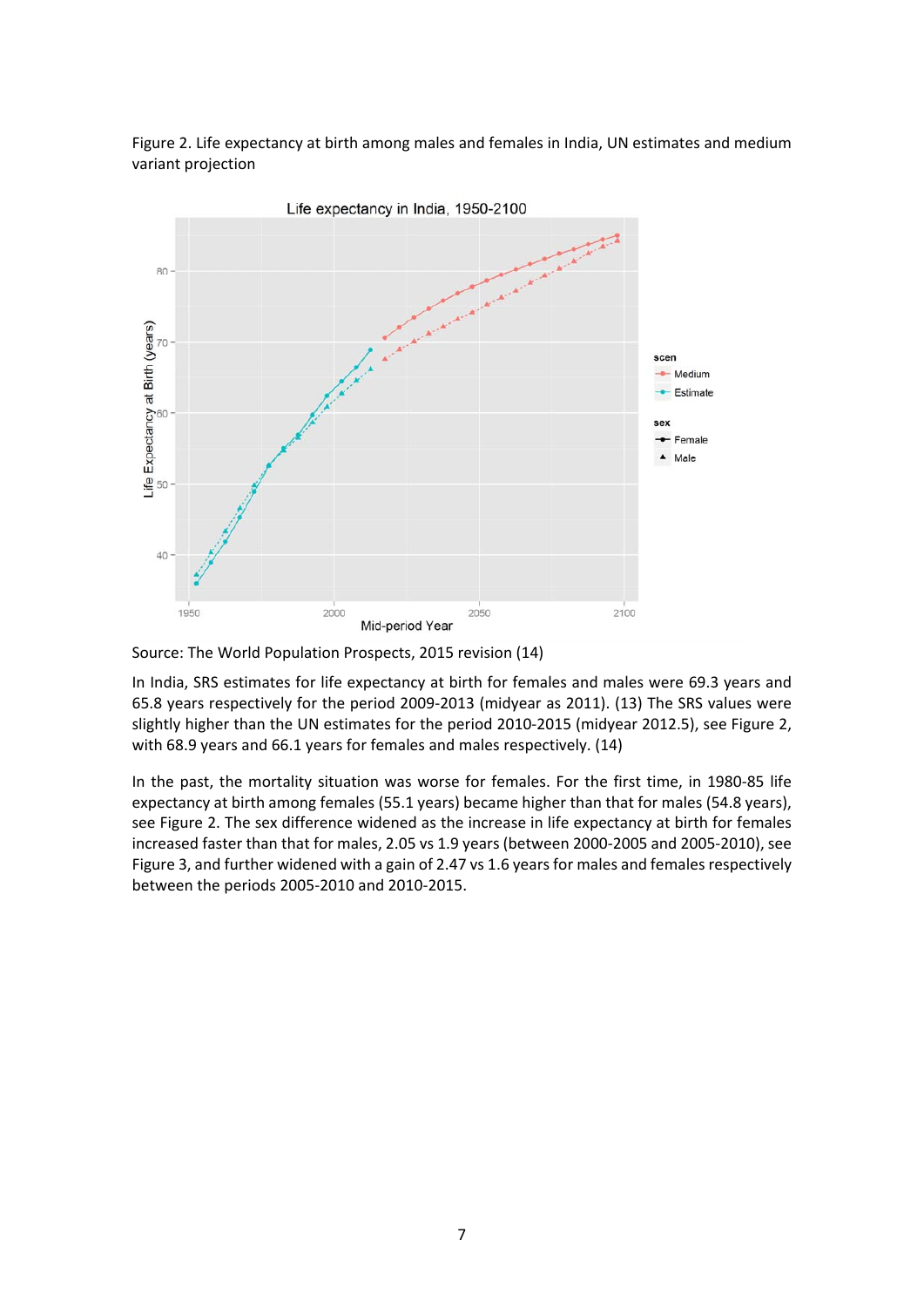Figure 2. Life expectancy at birth among males and females in India, UN estimates and medium variant projection

Source: The World Population Prospects, 2015 revision (14)

In India, SRS estimates for life expectancy at birth for females and males were 69.3 years and 65.8 years respectively for the period 2009-2013 (midyear as 2011). (13) The SRS values were slightly higher than the UN estimates for the period 2010-2015 (midyear 2012.5), see Figure 2, with 68.9 years and 66.1 years for females and males respectively. (14)

In the past, the mortality situation was worse for females. For the first time, in 1980-85 life expectancy at birth among females (55.1 years) became higher than that for males (54.8 years), see Figure 2. The sex difference widened as the increase in life expectancy at birth for females increased faster than that for males, 2.05 vs 1.9 years (between 2000-2005 and 2005-2010), see Figure 3, and further widened with a gain of 2.47 vs 1.6 years for males and females respectively between the periods 2005-2010 and 2010-2015.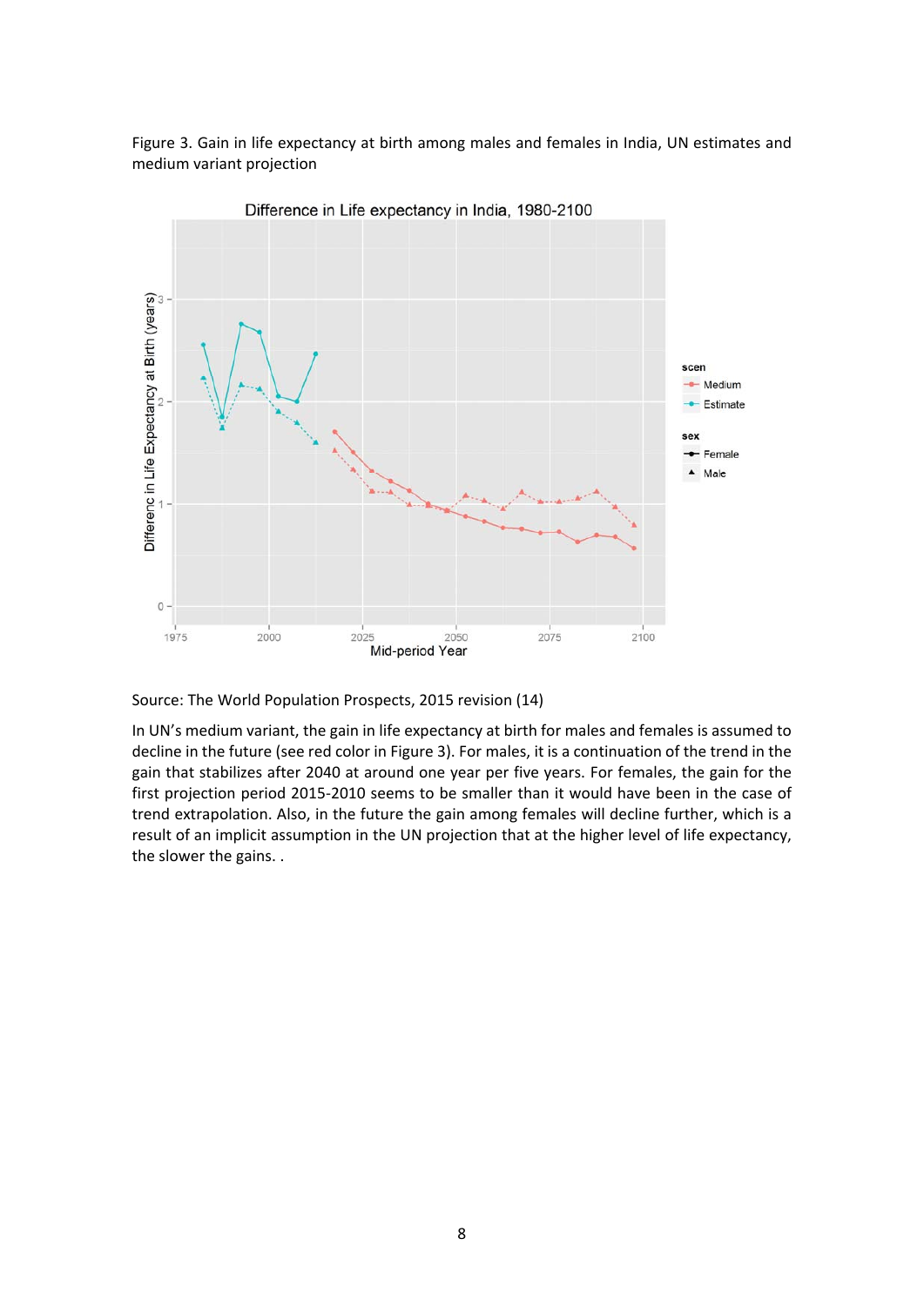Figure 3. Gain in life expectancy at birth among males and females in India, UN estimates and medium variant projection

Source: The World Population Prospects, 2015 revision (14)

In UN's medium variant, the gain in life expectancy at birth for males and females is assumed to decline in the future (see red color in Figure 3). For males, it is a continuation of the trend in the gain that stabilizes after 2040 at around one year per five years. For females, the gain for the first projection period 2015-2010 seems to be smaller than it would have been in the case of trend extrapolation. Also, in the future the gain among females will decline further, which is a result of an implicit assumption in the UN projection that at the higher level of life expectancy, the slower the gains. .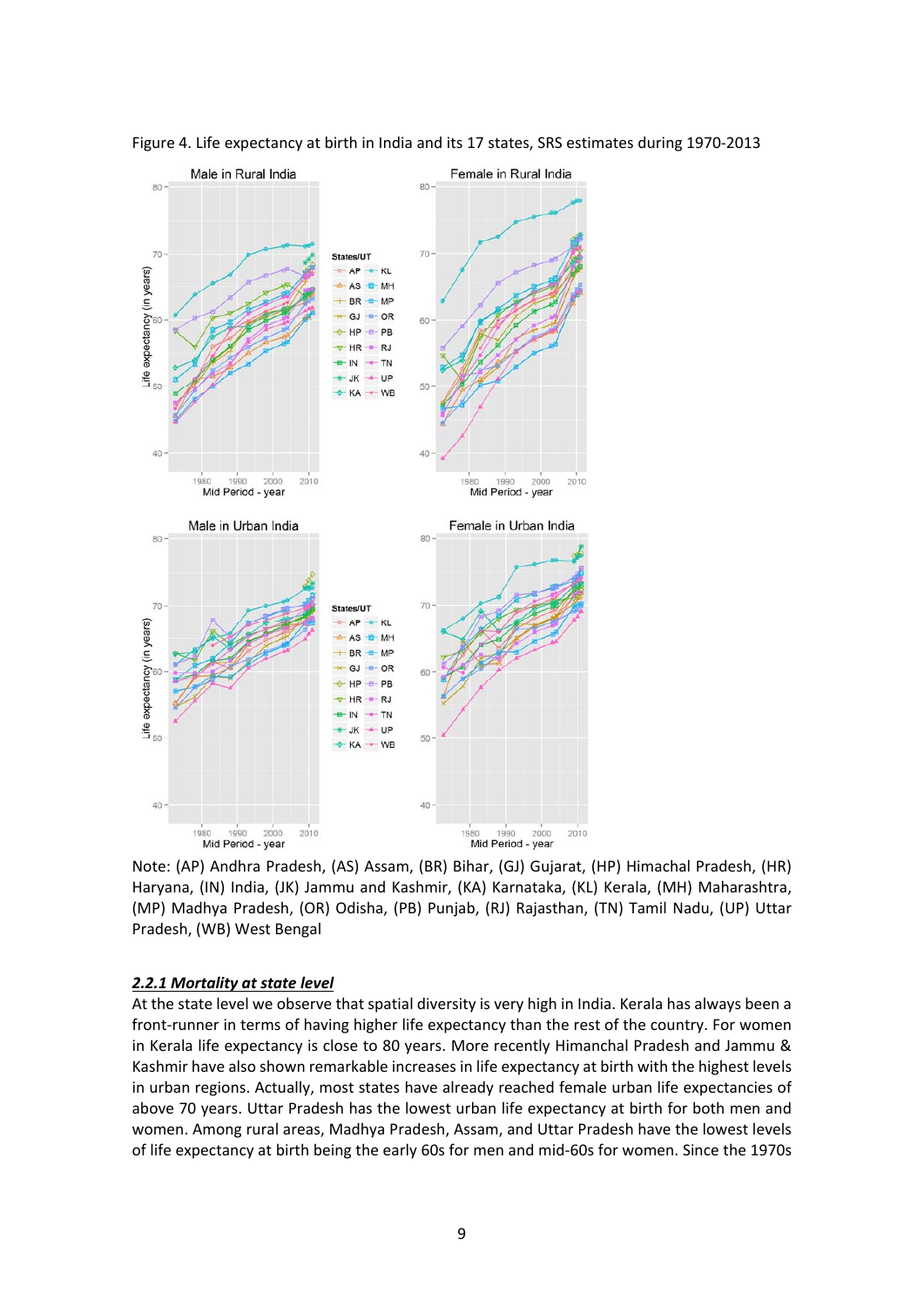Figure 4. Life expectancy at birth in India and its 17 states, SRS estimates during 1970-2013

Note: (AP) Andhra Pradesh, (AS) Assam, (BR) Bihar, (GJ) Gujarat, (HP) Himachal Pradesh, (HR) Haryana, (IN) India, (JK) Jammu and Kashmir, (KA) Karnataka, (KL) Kerala, (MH) Maharashtra, (MP) Madhya Pradesh, (OR) Odisha, (PB) Punjab, (RJ) Rajasthan, (TN) Tamil Nadu, (UP) Uttar Pradesh, (WB) West Bengal

### ***2.2.1 Mortality at state level***

At the state level we observe that spatial diversity is very high in India. Kerala has always been a front-runner in terms of having higher life expectancy than the rest of the country. For women in Kerala life expectancy is close to 80 years. More recently Himanchal Pradesh and Jammu & Kashmir have also shown remarkable increases in life expectancy at birth with the highest levels in urban regions. Actually, most states have already reached female urban life expectancies of above 70 years. Uttar Pradesh has the lowest urban life expectancy at birth for both men and women. Among rural areas, Madhya Pradesh, Assam, and Uttar Pradesh have the lowest levels of life expectancy at birth being the early 60s for men and mid-60s for women. Since the 1970s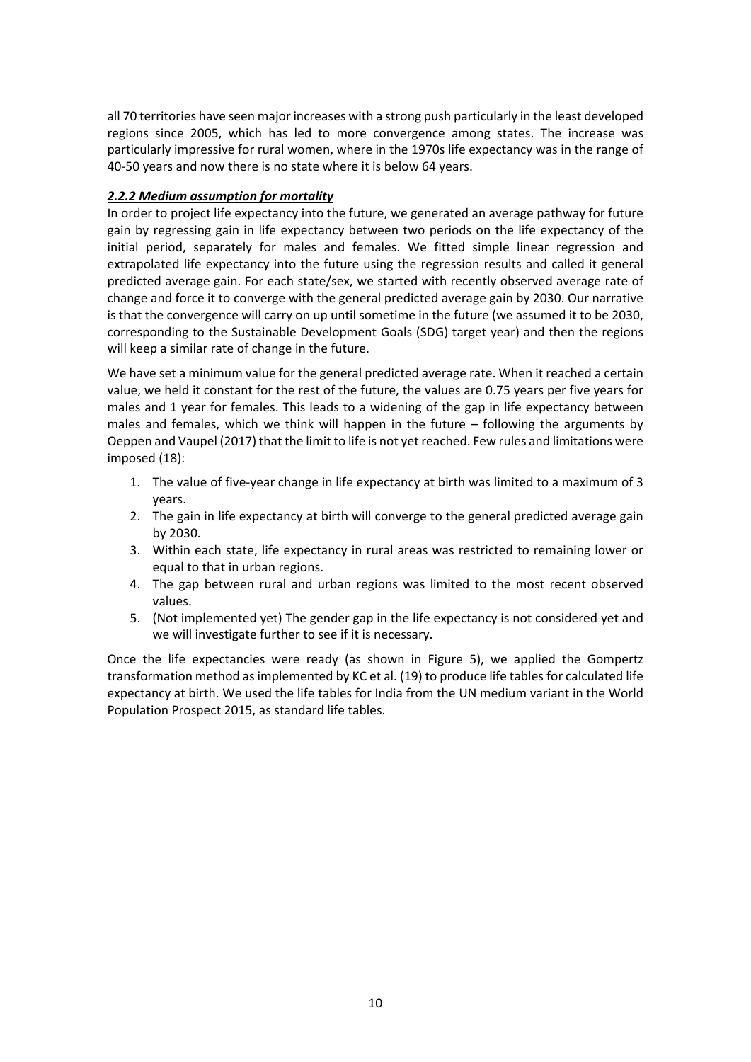all 70 territories have seen major increases with a strong push particularly in the least developed regions since 2005, which has led to more convergence among states. The increase was particularly impressive for rural women, where in the 1970s life expectancy was in the range of 40-50 years and now there is no state where it is below 64 years.

### ***2.2.2 Medium assumption for mortality***

In order to project life expectancy into the future, we generated an average pathway for future gain by regressing gain in life expectancy between two periods on the life expectancy of the initial period, separately for males and females. We fitted simple linear regression and extrapolated life expectancy into the future using the regression results and called it general predicted average gain. For each state/sex, we started with recently observed average rate of change and force it to converge with the general predicted average gain by 2030. Our narrative is that the convergence will carry on up until sometime in the future (we assumed it to be 2030, corresponding to the Sustainable Development Goals (SDG) target year) and then the regions will keep a similar rate of change in the future.

We have set a minimum value for the general predicted average rate. When it reached a certain value, we held it constant for the rest of the future, the values are 0.75 years per five years for males and 1 year for females. This leads to a widening of the gap in life expectancy between males and females, which we think will happen in the future – following the arguments by Oeppen and Vaupel (2017) that the limit to life is not yet reached. Few rules and limitations were imposed (18):

1. The value of five-year change in life expectancy at birth was limited to a maximum of 3 years.
2. The gain in life expectancy at birth will converge to the general predicted average gain by 2030.
3. Within each state, life expectancy in rural areas was restricted to remaining lower or equal to that in urban regions.
4. The gap between rural and urban regions was limited to the most recent observed values.
5. (Not implemented yet) The gender gap in the life expectancy is not considered yet and we will investigate further to see if it is necessary.

Once the life expectancies were ready (as shown in Figure 5), we applied the Gompertz transformation method as implemented by KC et al. (19) to produce life tables for calculated life expectancy at birth. We used the life tables for India from the UN medium variant in the World Population Prospect 2015, as standard life tables.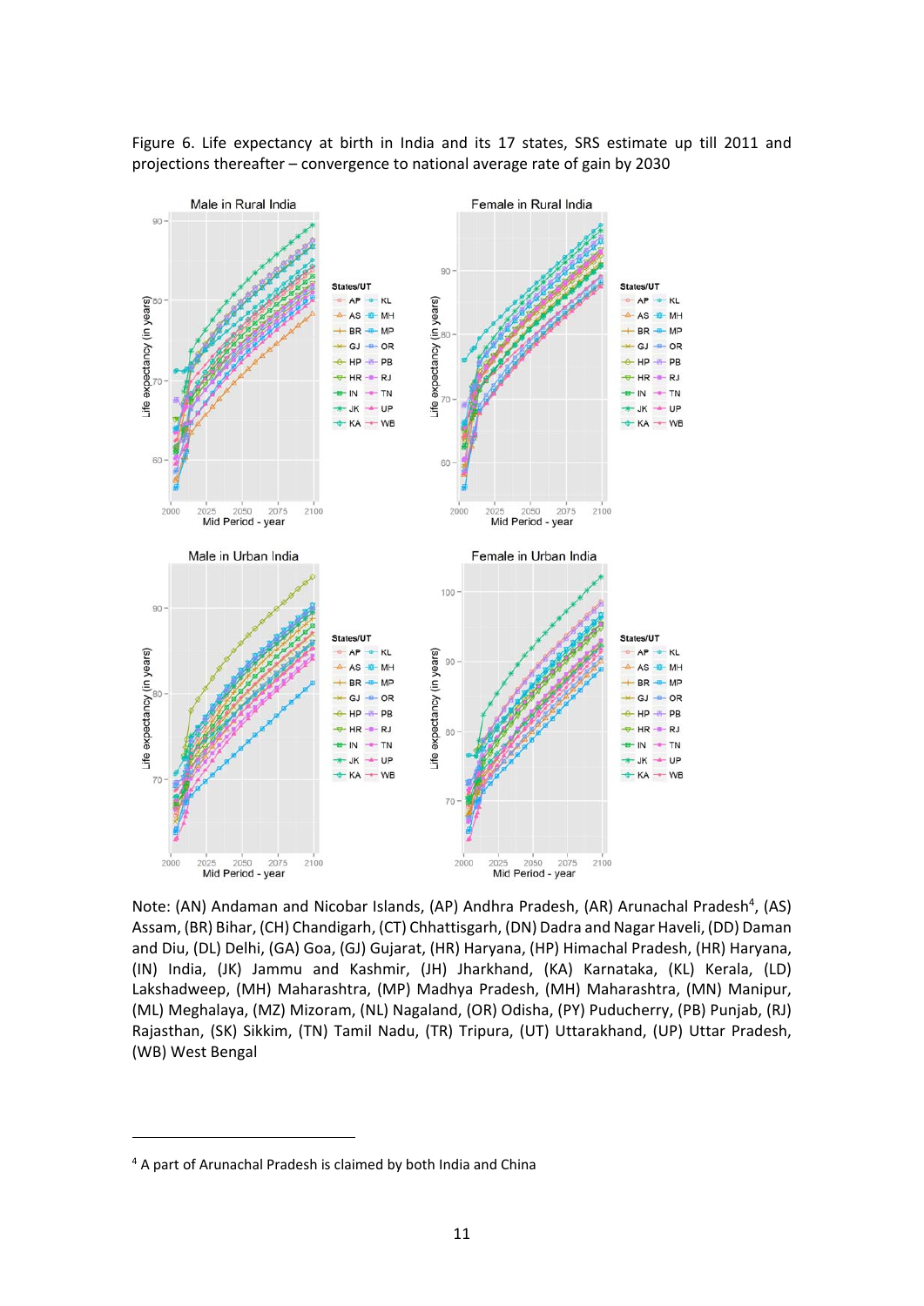Figure 6. Life expectancy at birth in India and its 17 states, SRS estimate up till 2011 and projections thereafter – convergence to national average rate of gain by 2030

Note: (AN) Andaman and Nicobar Islands, (AP) Andhra Pradesh, (AR) Arunachal Pradesh[4], (AS) Assam, (BR) Bihar, (CH) Chandigarh, (CT) Chhattisgarh, (DN) Dadra and Nagar Haveli, (DD) Daman and Diu, (DL) Delhi, (GA) Goa, (GJ) Gujarat, (HR) Haryana, (HP) Himachal Pradesh, (HR) Haryana, (IN) India, (JK) Jammu and Kashmir, (JH) Jharkhand, (KA) Karnataka, (KL) Kerala, (LD) Lakshadweep, (MH) Maharashtra, (MP) Madhya Pradesh, (MH) Maharashtra, (MN) Manipur, (ML) Meghalaya, (MZ) Mizoram, (NL) Nagaland, (OR) Odisha, (PY) Puducherry, (PB) Punjab, (RJ) Rajasthan, (SK) Sikkim, (TN) Tamil Nadu, (TR) Tripura, (UT) Uttarakhand, (UP) Uttar Pradesh, (WB) West Bengal

[4] A part of Arunachal Pradesh is claimed by both India and China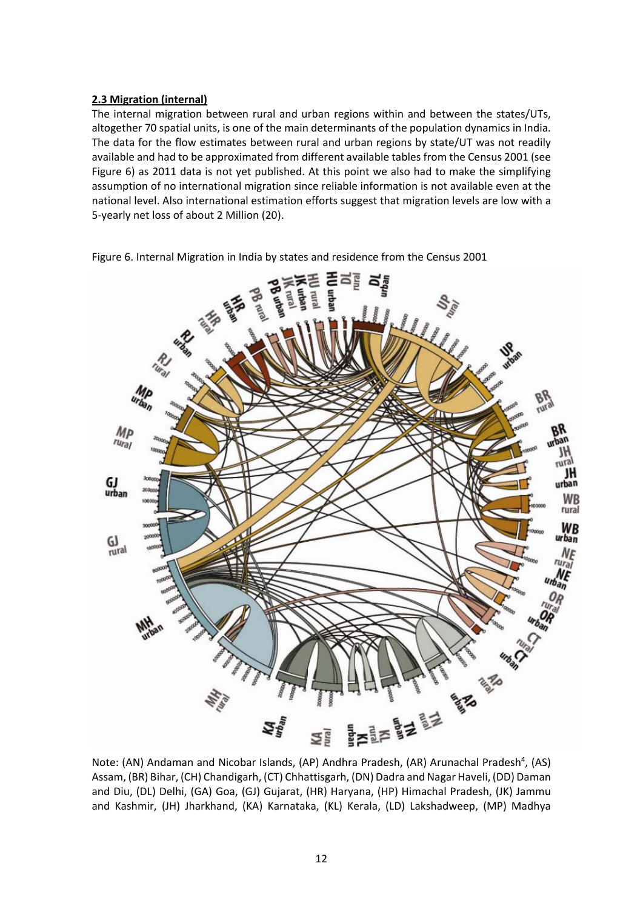**2.3 Migration (internal)**

The internal migration between rural and urban regions within and between the states/UTs, altogether 70 spatial units, is one of the main determinants of the population dynamics in India. The data for the flow estimates between rural and urban regions by state/UT was not readily available and had to be approximated from different available tables from the Census 2001 (see Figure 6) as 2011 data is not yet published. At this point we also had to make the simplifying assumption of no international migration since reliable information is not available even at the national level. Also international estimation efforts suggest that migration levels are low with a 5-yearly net loss of about 2 Million (20).

Figure 6. Internal Migration in India by states and residence from the Census 2001

Note: (AN) Andaman and Nicobar Islands, (AP) Andhra Pradesh, (AR) Arunachal Pradesh[4], (AS) Assam, (BR) Bihar, (CH) Chandigarh, (CT) Chhattisgarh, (DN) Dadra and Nagar Haveli, (DD) Daman and Diu, (DL) Delhi, (GA) Goa, (GJ) Gujarat, (HR) Haryana, (HP) Himachal Pradesh, (JK) Jammu and Kashmir, (JH) Jharkhand, (KA) Karnataka, (KL) Kerala, (LD) Lakshadweep, (MP) Madhya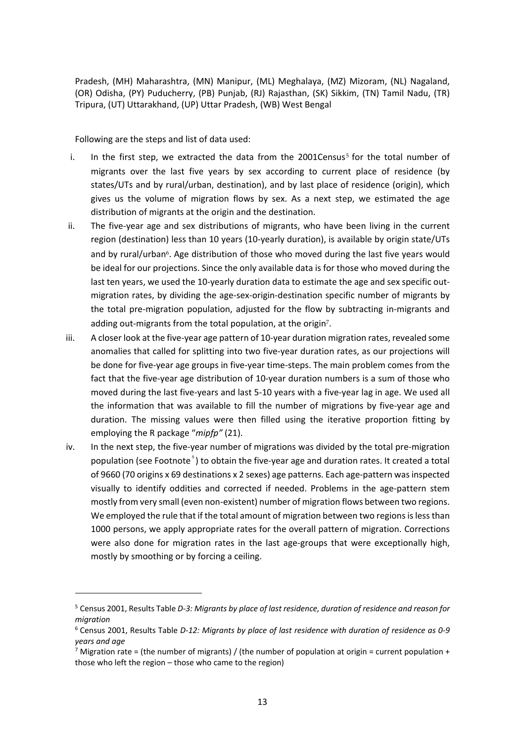Pradesh, (MH) Maharashtra, (MN) Manipur, (ML) Meghalaya, (MZ) Mizoram, (NL) Nagaland, (OR) Odisha, (PY) Puducherry, (PB) Punjab, (RJ) Rajasthan, (SK) Sikkim, (TN) Tamil Nadu, (TR) Tripura, (UT) Uttarakhand, (UP) Uttar Pradesh, (WB) West Bengal

Following are the steps and list of data used:

i. In the first step, we extracted the data from the 2001Census[5] for the total number of migrants over the last five years by sex according to current place of residence (by states/UTs and by rural/urban, destination), and by last place of residence (origin), which gives us the volume of migration flows by sex. As a next step, we estimated the age distribution of migrants at the origin and the destination.

ii. The five-year age and sex distributions of migrants, who have been living in the current region (destination) less than 10 years (10-yearly duration), is available by origin state/UTs and by rural/urban[6]. Age distribution of those who moved during the last five years would be ideal for our projections. Since the only available data is for those who moved during the last ten years, we used the 10-yearly duration data to estimate the age and sex specific out-migration rates, by dividing the age-sex-origin-destination specific number of migrants by the total pre-migration population, adjusted for the flow by subtracting in-migrants and adding out-migrants from the total population, at the origin[7].

iii. A closer look at the five-year age pattern of 10-year duration migration rates, revealed some anomalies that called for splitting into two five-year duration rates, as our projections will be done for five-year age groups in five-year time-steps. The main problem comes from the fact that the five-year age distribution of 10-year duration numbers is a sum of those who moved during the last five-years and last 5-10 years with a five-year lag in age. We used all the information that was available to fill the number of migrations by five-year age and duration. The missing values were then filled using the iterative proportion fitting by employing the R package "*mipfp"* (21).

iv. In the next step, the five-year number of migrations was divided by the total pre-migration population (see Footnote[8]) to obtain the five-year age and duration rates. It created a total of 9660 (70 origins x 69 destinations x 2 sexes) age patterns. Each age-pattern was inspected visually to identify oddities and corrected if needed. Problems in the age-pattern stem mostly from very small (even non-existent) number of migration flows between two regions. We employed the rule that if the total amount of migration between two regions is less than 1000 persons, we apply appropriate rates for the overall pattern of migration. Corrections were also done for migration rates in the last age-groups that were exceptionally high, mostly by smoothing or by forcing a ceiling.

---

[5] Census 2001, Results Table *D-3: Migrants by place of last residence, duration of residence and reason for migration*

[6] Census 2001, Results Table *D-12: Migrants by place of last residence with duration of residence as 0-9 years and age*

[7] Migration rate = (the number of migrants) / (the number of population at origin = current population + those who left the region – those who came to the region)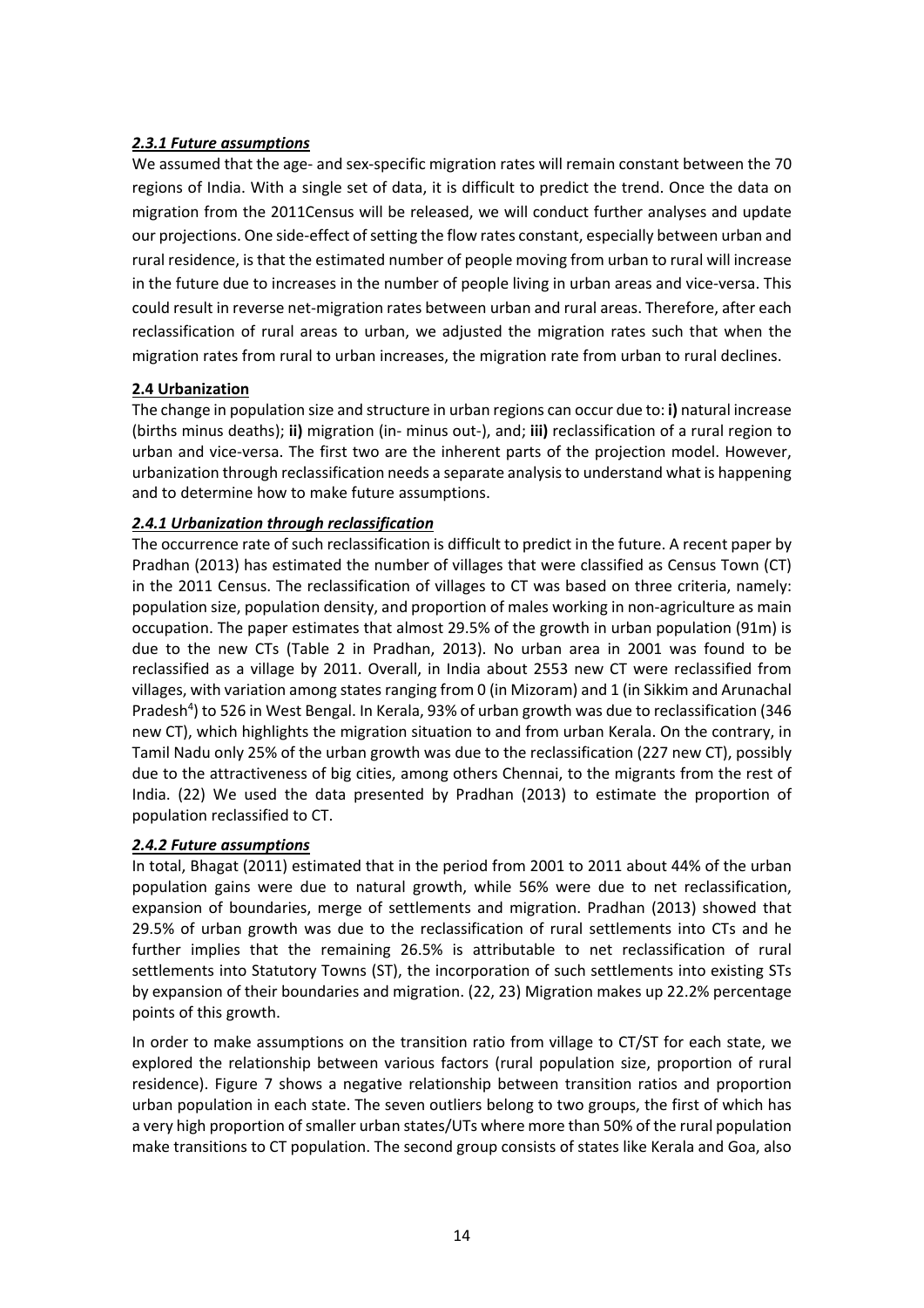#### *2.3.1 Future assumptions*

We assumed that the age- and sex-specific migration rates will remain constant between the 70 regions of India. With a single set of data, it is difficult to predict the trend. Once the data on migration from the 2011Census will be released, we will conduct further analyses and update our projections. One side-effect of setting the flow rates constant, especially between urban and rural residence, is that the estimated number of people moving from urban to rural will increase in the future due to increases in the number of people living in urban areas and vice-versa. This could result in reverse net-migration rates between urban and rural areas. Therefore, after each reclassification of rural areas to urban, we adjusted the migration rates such that when the migration rates from rural to urban increases, the migration rate from urban to rural declines.

### 2.4 Urbanization

The change in population size and structure in urban regions can occur due to: **i)** natural increase (births minus deaths); **ii)** migration (in- minus out-), and; **iii)** reclassification of a rural region to urban and vice-versa. The first two are the inherent parts of the projection model. However, urbanization through reclassification needs a separate analysis to understand what is happening and to determine how to make future assumptions.

#### *2.4.1 Urbanization through reclassification*

The occurrence rate of such reclassification is difficult to predict in the future. A recent paper by Pradhan (2013) has estimated the number of villages that were classified as Census Town (CT) in the 2011 Census. The reclassification of villages to CT was based on three criteria, namely: population size, population density, and proportion of males working in non-agriculture as main occupation. The paper estimates that almost 29.5% of the growth in urban population (91m) is due to the new CTs (Table 2 in Pradhan, 2013). No urban area in 2001 was found to be reclassified as a village by 2011. Overall, in India about 2553 new CT were reclassified from villages, with variation among states ranging from 0 (in Mizoram) and 1 (in Sikkim and Arunachal Pradesh[4]) to 526 in West Bengal. In Kerala, 93% of urban growth was due to reclassification (346 new CT), which highlights the migration situation to and from urban Kerala. On the contrary, in Tamil Nadu only 25% of the urban growth was due to the reclassification (227 new CT), possibly due to the attractiveness of big cities, among others Chennai, to the migrants from the rest of India. (22) We used the data presented by Pradhan (2013) to estimate the proportion of population reclassified to CT.

#### *2.4.2 Future assumptions*

In total, Bhagat (2011) estimated that in the period from 2001 to 2011 about 44% of the urban population gains were due to natural growth, while 56% were due to net reclassification, expansion of boundaries, merge of settlements and migration. Pradhan (2013) showed that 29.5% of urban growth was due to the reclassification of rural settlements into CTs and he further implies that the remaining 26.5% is attributable to net reclassification of rural settlements into Statutory Towns (ST), the incorporation of such settlements into existing STs by expansion of their boundaries and migration. (22, 23) Migration makes up 22.2% percentage points of this growth.

In order to make assumptions on the transition ratio from village to CT/ST for each state, we explored the relationship between various factors (rural population size, proportion of rural residence). Figure 7 shows a negative relationship between transition ratios and proportion urban population in each state. The seven outliers belong to two groups, the first of which has a very high proportion of smaller urban states/UTs where more than 50% of the rural population make transitions to CT population. The second group consists of states like Kerala and Goa, also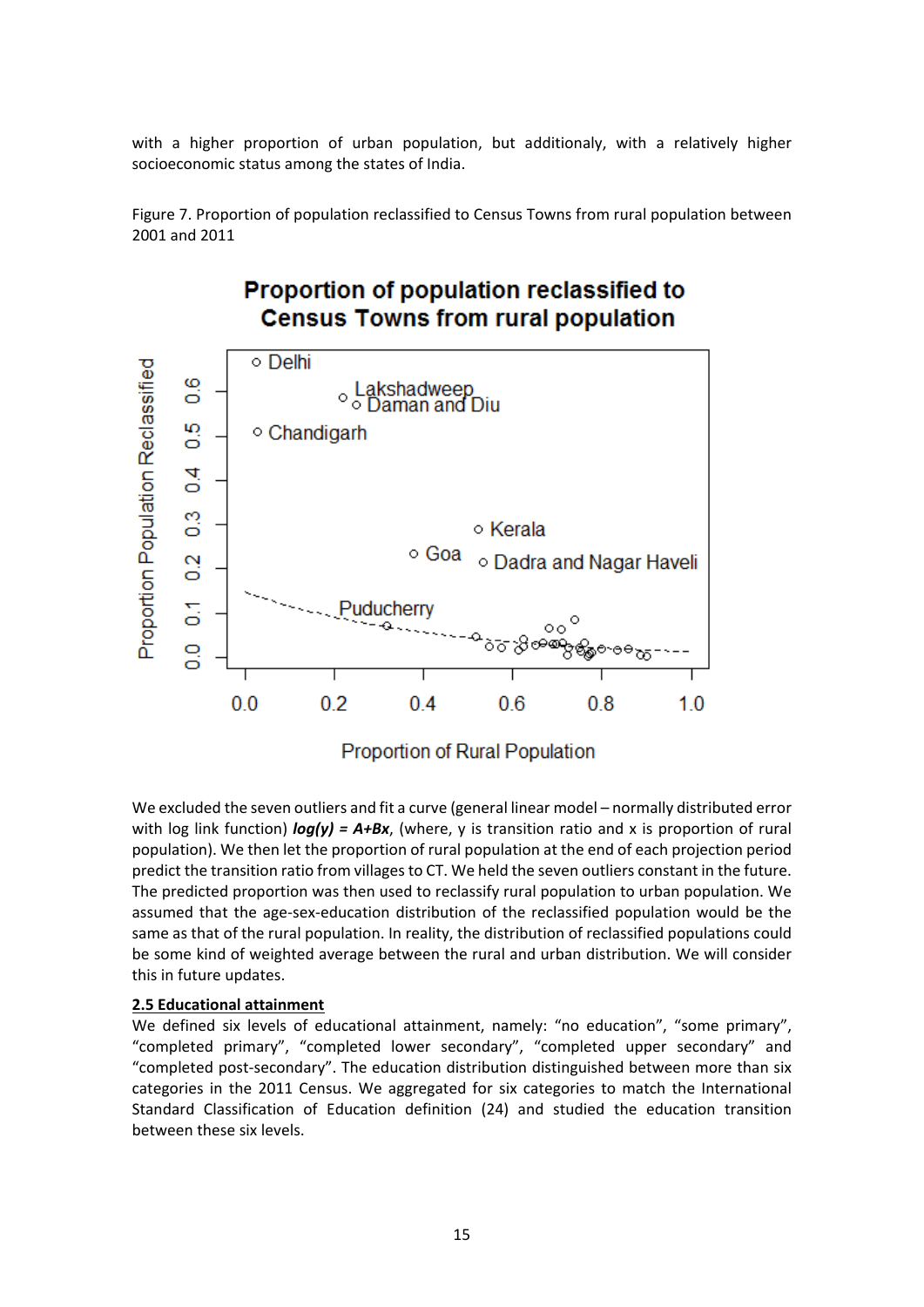with a higher proportion of urban population, but additionaly, with a relatively higher socioeconomic status among the states of India.

Figure 7. Proportion of population reclassified to Census Towns from rural population between 2001 and 2011

We excluded the seven outliers and fit a curve (general linear model – normally distributed error with log link function) ***log(y) = A+Bx***, (where, y is transition ratio and x is proportion of rural population). We then let the proportion of rural population at the end of each projection period predict the transition ratio from villages to CT. We held the seven outliers constant in the future. The predicted proportion was then used to reclassify rural population to urban population. We assumed that the age-sex-education distribution of the reclassified population would be the same as that of the rural population. In reality, the distribution of reclassified populations could be some kind of weighted average between the rural and urban distribution. We will consider this in future updates.

**2.5 Educational attainment**

We defined six levels of educational attainment, namely: "no education", "some primary", "completed primary", "completed lower secondary", "completed upper secondary" and "completed post-secondary". The education distribution distinguished between more than six categories in the 2011 Census. We aggregated for six categories to match the International Standard Classification of Education definition (24) and studied the education transition between these six levels.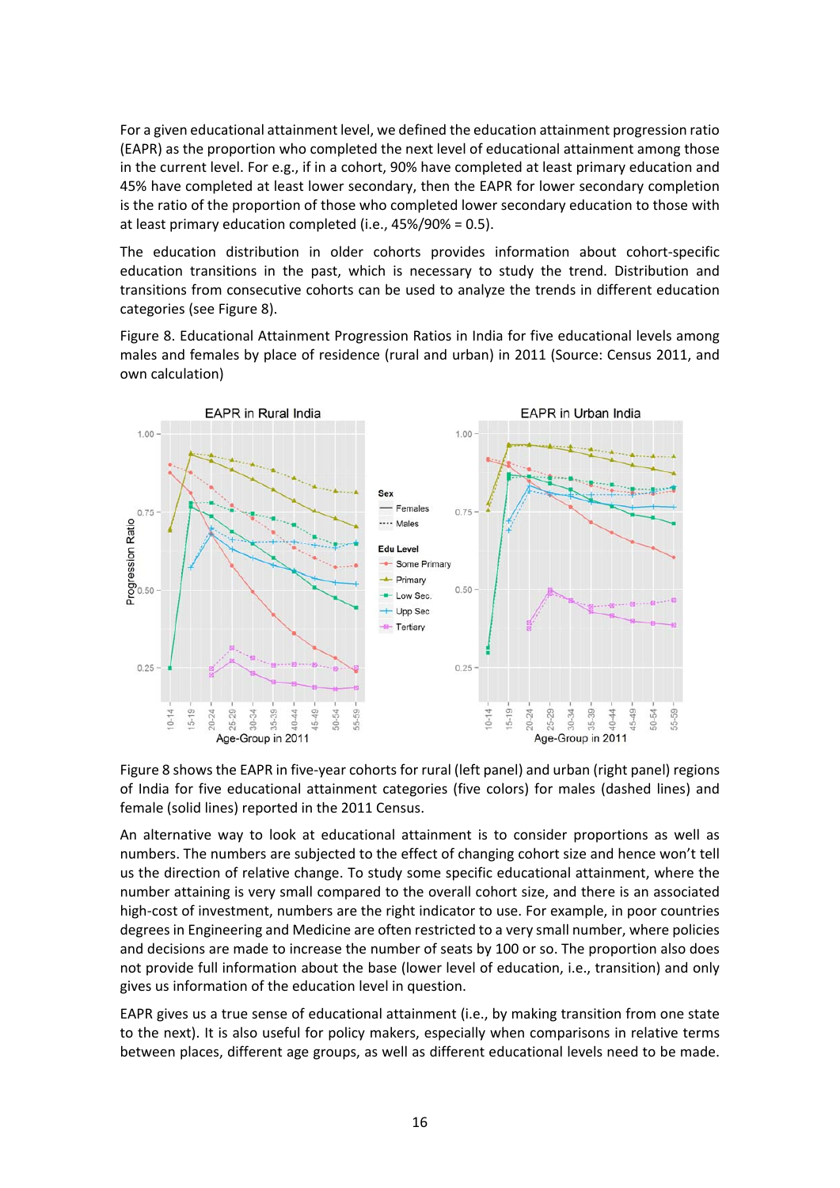For a given educational attainment level, we defined the education attainment progression ratio (EAPR) as the proportion who completed the next level of educational attainment among those in the current level. For e.g., if in a cohort, 90% have completed at least primary education and 45% have completed at least lower secondary, then the EAPR for lower secondary completion is the ratio of the proportion of those who completed lower secondary education to those with at least primary education completed (i.e., 45%/90% = 0.5).

The education distribution in older cohorts provides information about cohort-specific education transitions in the past, which is necessary to study the trend. Distribution and transitions from consecutive cohorts can be used to analyze the trends in different education categories (see Figure 8).

Figure 8. Educational Attainment Progression Ratios in India for five educational levels among males and females by place of residence (rural and urban) in 2011 (Source: Census 2011, and own calculation)

Figure 8 shows the EAPR in five-year cohorts for rural (left panel) and urban (right panel) regions of India for five educational attainment categories (five colors) for males (dashed lines) and female (solid lines) reported in the 2011 Census.

An alternative way to look at educational attainment is to consider proportions as well as numbers. The numbers are subjected to the effect of changing cohort size and hence won't tell us the direction of relative change. To study some specific educational attainment, where the number attaining is very small compared to the overall cohort size, and there is an associated high-cost of investment, numbers are the right indicator to use. For example, in poor countries degrees in Engineering and Medicine are often restricted to a very small number, where policies and decisions are made to increase the number of seats by 100 or so. The proportion also does not provide full information about the base (lower level of education, i.e., transition) and only gives us information of the education level in question.

EAPR gives us a true sense of educational attainment (i.e., by making transition from one state to the next). It is also useful for policy makers, especially when comparisons in relative terms between places, different age groups, as well as different educational levels need to be made.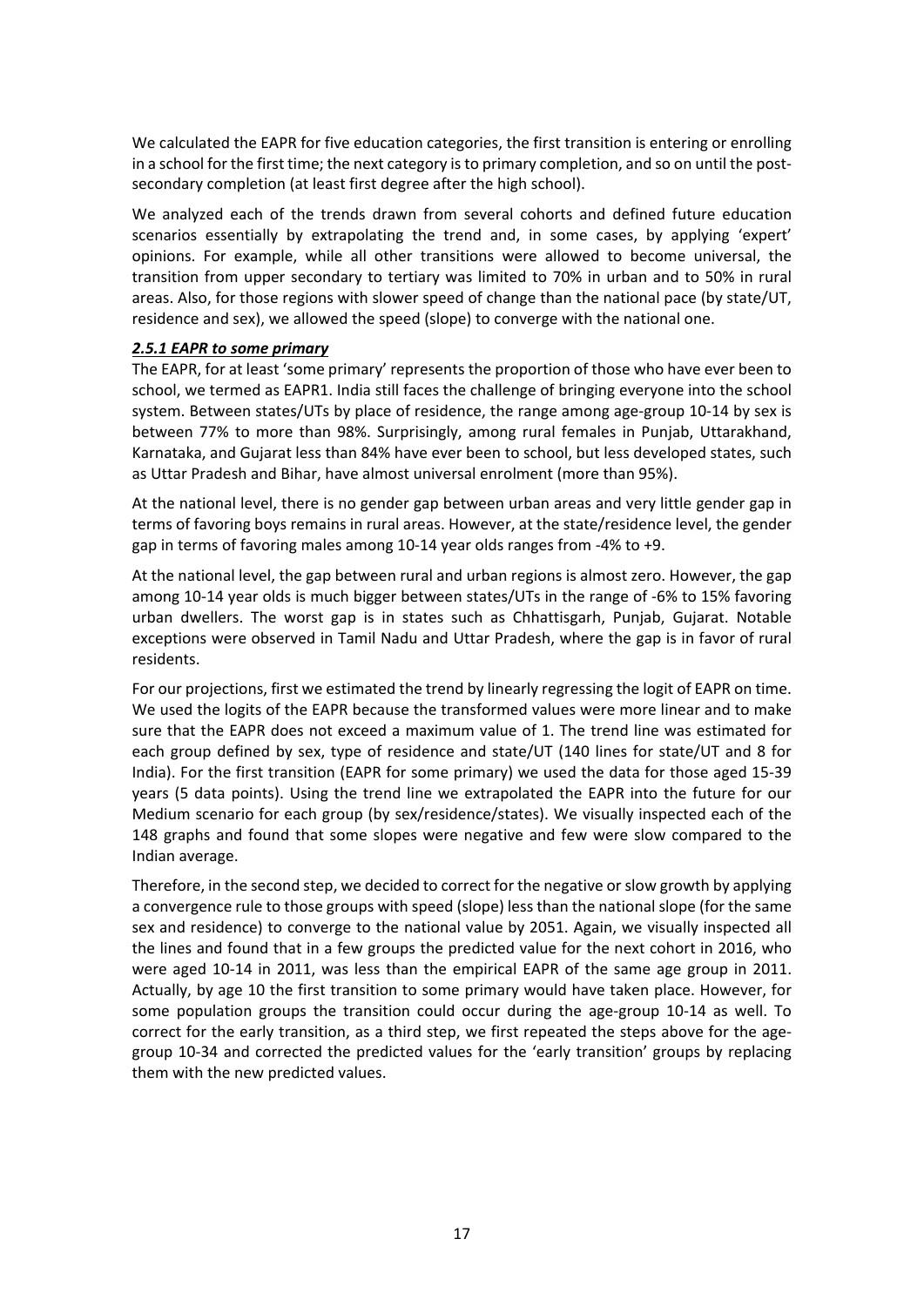We calculated the EAPR for five education categories, the first transition is entering or enrolling in a school for the first time; the next category is to primary completion, and so on until the post-secondary completion (at least first degree after the high school).

We analyzed each of the trends drawn from several cohorts and defined future education scenarios essentially by extrapolating the trend and, in some cases, by applying 'expert' opinions. For example, while all other transitions were allowed to become universal, the transition from upper secondary to tertiary was limited to 70% in urban and to 50% in rural areas. Also, for those regions with slower speed of change than the national pace (by state/UT, residence and sex), we allowed the speed (slope) to converge with the national one.

#### ***2.5.1 EAPR to some primary***

The EAPR, for at least 'some primary' represents the proportion of those who have ever been to school, we termed as EAPR1. India still faces the challenge of bringing everyone into the school system. Between states/UTs by place of residence, the range among age-group 10-14 by sex is between 77% to more than 98%. Surprisingly, among rural females in Punjab, Uttarakhand, Karnataka, and Gujarat less than 84% have ever been to school, but less developed states, such as Uttar Pradesh and Bihar, have almost universal enrolment (more than 95%).

At the national level, there is no gender gap between urban areas and very little gender gap in terms of favoring boys remains in rural areas. However, at the state/residence level, the gender gap in terms of favoring males among 10-14 year olds ranges from -4% to +9.

At the national level, the gap between rural and urban regions is almost zero. However, the gap among 10-14 year olds is much bigger between states/UTs in the range of -6% to 15% favoring urban dwellers. The worst gap is in states such as Chhattisgarh, Punjab, Gujarat. Notable exceptions were observed in Tamil Nadu and Uttar Pradesh, where the gap is in favor of rural residents.

For our projections, first we estimated the trend by linearly regressing the logit of EAPR on time. We used the logits of the EAPR because the transformed values were more linear and to make sure that the EAPR does not exceed a maximum value of 1. The trend line was estimated for each group defined by sex, type of residence and state/UT (140 lines for state/UT and 8 for India). For the first transition (EAPR for some primary) we used the data for those aged 15-39 years (5 data points). Using the trend line we extrapolated the EAPR into the future for our Medium scenario for each group (by sex/residence/states). We visually inspected each of the 148 graphs and found that some slopes were negative and few were slow compared to the Indian average.

Therefore, in the second step, we decided to correct for the negative or slow growth by applying a convergence rule to those groups with speed (slope) less than the national slope (for the same sex and residence) to converge to the national value by 2051. Again, we visually inspected all the lines and found that in a few groups the predicted value for the next cohort in 2016, who were aged 10-14 in 2011, was less than the empirical EAPR of the same age group in 2011. Actually, by age 10 the first transition to some primary would have taken place. However, for some population groups the transition could occur during the age-group 10-14 as well. To correct for the early transition, as a third step, we first repeated the steps above for the age-group 10-34 and corrected the predicted values for the 'early transition' groups by replacing them with the new predicted values.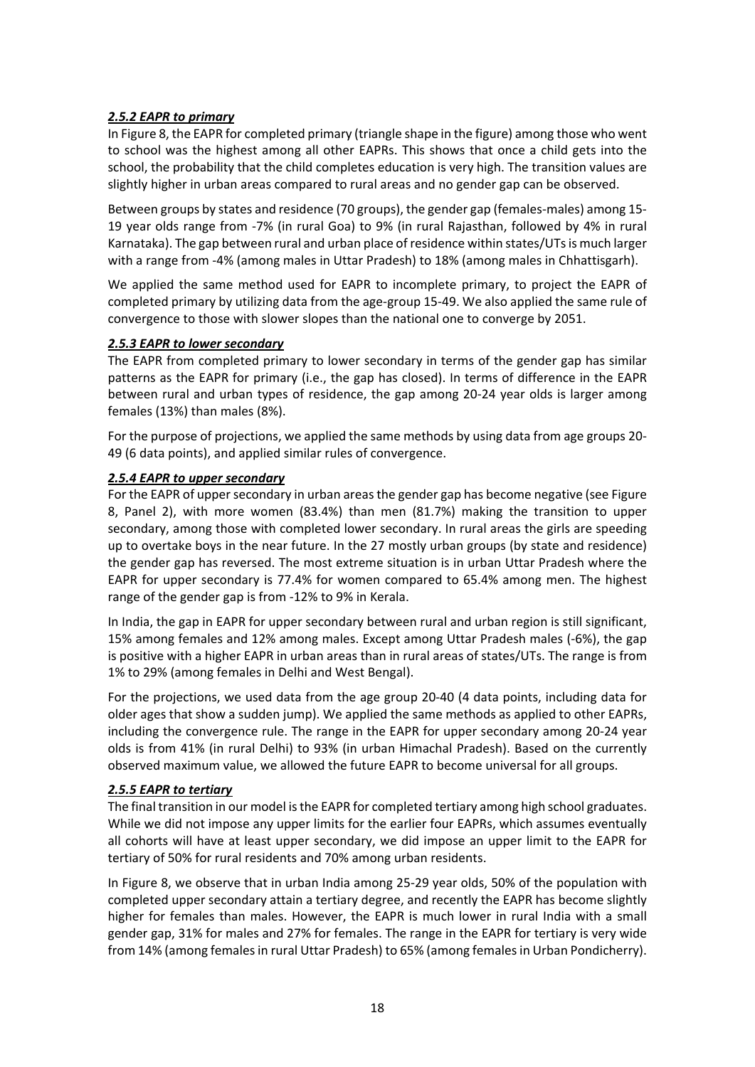#### ***2.5.2 EAPR to primary***

In Figure 8, the EAPR for completed primary (triangle shape in the figure) among those who went to school was the highest among all other EAPRs. This shows that once a child gets into the school, the probability that the child completes education is very high. The transition values are slightly higher in urban areas compared to rural areas and no gender gap can be observed.

Between groups by states and residence (70 groups), the gender gap (females-males) among 15-19 year olds range from -7% (in rural Goa) to 9% (in rural Rajasthan, followed by 4% in rural Karnataka). The gap between rural and urban place of residence within states/UTs is much larger with a range from -4% (among males in Uttar Pradesh) to 18% (among males in Chhattisgarh).

We applied the same method used for EAPR to incomplete primary, to project the EAPR of completed primary by utilizing data from the age-group 15-49. We also applied the same rule of convergence to those with slower slopes than the national one to converge by 2051.

#### ***2.5.3 EAPR to lower secondary***

The EAPR from completed primary to lower secondary in terms of the gender gap has similar patterns as the EAPR for primary (i.e., the gap has closed). In terms of difference in the EAPR between rural and urban types of residence, the gap among 20-24 year olds is larger among females (13%) than males (8%).

For the purpose of projections, we applied the same methods by using data from age groups 20-49 (6 data points), and applied similar rules of convergence.

#### ***2.5.4 EAPR to upper secondary***

For the EAPR of upper secondary in urban areas the gender gap has become negative (see Figure 8, Panel 2), with more women (83.4%) than men (81.7%) making the transition to upper secondary, among those with completed lower secondary. In rural areas the girls are speeding up to overtake boys in the near future. In the 27 mostly urban groups (by state and residence) the gender gap has reversed. The most extreme situation is in urban Uttar Pradesh where the EAPR for upper secondary is 77.4% for women compared to 65.4% among men. The highest range of the gender gap is from -12% to 9% in Kerala.

In India, the gap in EAPR for upper secondary between rural and urban region is still significant, 15% among females and 12% among males. Except among Uttar Pradesh males (-6%), the gap is positive with a higher EAPR in urban areas than in rural areas of states/UTs. The range is from 1% to 29% (among females in Delhi and West Bengal).

For the projections, we used data from the age group 20-40 (4 data points, including data for older ages that show a sudden jump). We applied the same methods as applied to other EAPRs, including the convergence rule. The range in the EAPR for upper secondary among 20-24 year olds is from 41% (in rural Delhi) to 93% (in urban Himachal Pradesh). Based on the currently observed maximum value, we allowed the future EAPR to become universal for all groups.

#### ***2.5.5 EAPR to tertiary***

The final transition in our model is the EAPR for completed tertiary among high school graduates. While we did not impose any upper limits for the earlier four EAPRs, which assumes eventually all cohorts will have at least upper secondary, we did impose an upper limit to the EAPR for tertiary of 50% for rural residents and 70% among urban residents.

In Figure 8, we observe that in urban India among 25-29 year olds, 50% of the population with completed upper secondary attain a tertiary degree, and recently the EAPR has become slightly higher for females than males. However, the EAPR is much lower in rural India with a small gender gap, 31% for males and 27% for females. The range in the EAPR for tertiary is very wide from 14% (among females in rural Uttar Pradesh) to 65% (among females in Urban Pondicherry).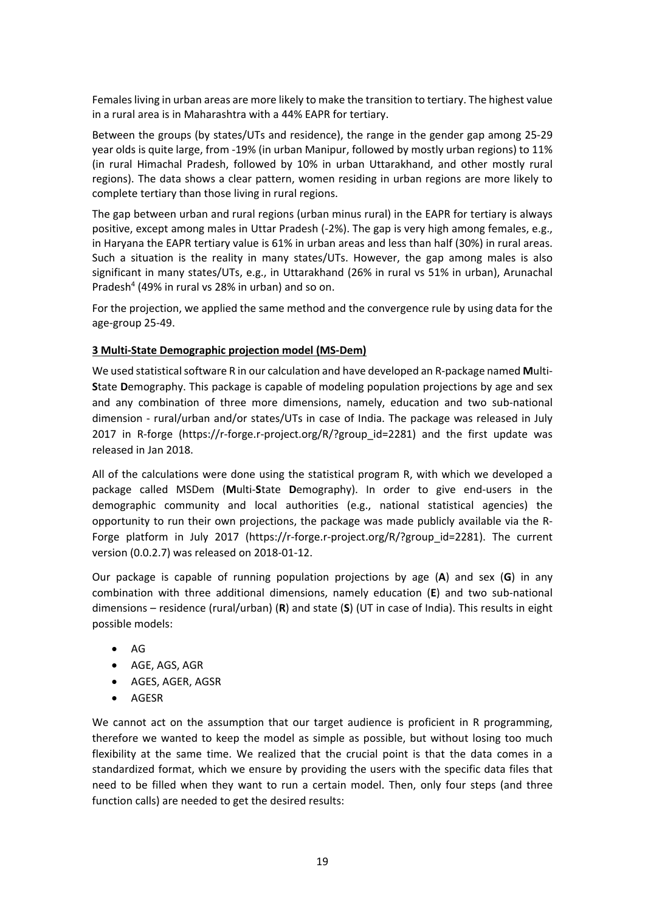Females living in urban areas are more likely to make the transition to tertiary. The highest value in a rural area is in Maharashtra with a 44% EAPR for tertiary.

Between the groups (by states/UTs and residence), the range in the gender gap among 25-29 year olds is quite large, from -19% (in urban Manipur, followed by mostly urban regions) to 11% (in rural Himachal Pradesh, followed by 10% in urban Uttarakhand, and other mostly rural regions). The data shows a clear pattern, women residing in urban regions are more likely to complete tertiary than those living in rural regions.

The gap between urban and rural regions (urban minus rural) in the EAPR for tertiary is always positive, except among males in Uttar Pradesh (-2%). The gap is very high among females, e.g., in Haryana the EAPR tertiary value is 61% in urban areas and less than half (30%) in rural areas. Such a situation is the reality in many states/UTs. However, the gap among males is also significant in many states/UTs, e.g., in Uttarakhand (26% in rural vs 51% in urban), Arunachal Pradesh[4] (49% in rural vs 28% in urban) and so on.

For the projection, we applied the same method and the convergence rule by using data for the age-group 25-49.

### 3 Multi-State Demographic projection model (MS-Dem)

We used statistical software R in our calculation and have developed an R-package named **M**ulti-**S**tate **D**emography. This package is capable of modeling population projections by age and sex and any combination of three more dimensions, namely, education and two sub-national dimension - rural/urban and/or states/UTs in case of India. The package was released in July 2017 in R-forge (https://r-forge.r-project.org/R/?group_id=2281) and the first update was released in Jan 2018.

All of the calculations were done using the statistical program R, with which we developed a package called MSDem (**M**ulti-**S**tate **D**emography). In order to give end-users in the demographic community and local authorities (e.g., national statistical agencies) the opportunity to run their own projections, the package was made publicly available via the R-Forge platform in July 2017 (https://r-forge.r-project.org/R/?group_id=2281). The current version (0.0.2.7) was released on 2018-01-12.

Our package is capable of running population projections by age (**A**) and sex (**G**) in any combination with three additional dimensions, namely education (**E**) and two sub-national dimensions – residence (rural/urban) (**R**) and state (**S**) (UT in case of India). This results in eight possible models:

- AG
- AGE, AGS, AGR
- AGES, AGER, AGSR
- AGESR

We cannot act on the assumption that our target audience is proficient in R programming, therefore we wanted to keep the model as simple as possible, but without losing too much flexibility at the same time. We realized that the crucial point is that the data comes in a standardized format, which we ensure by providing the users with the specific data files that need to be filled when they want to run a certain model. Then, only four steps (and three function calls) are needed to get the desired results: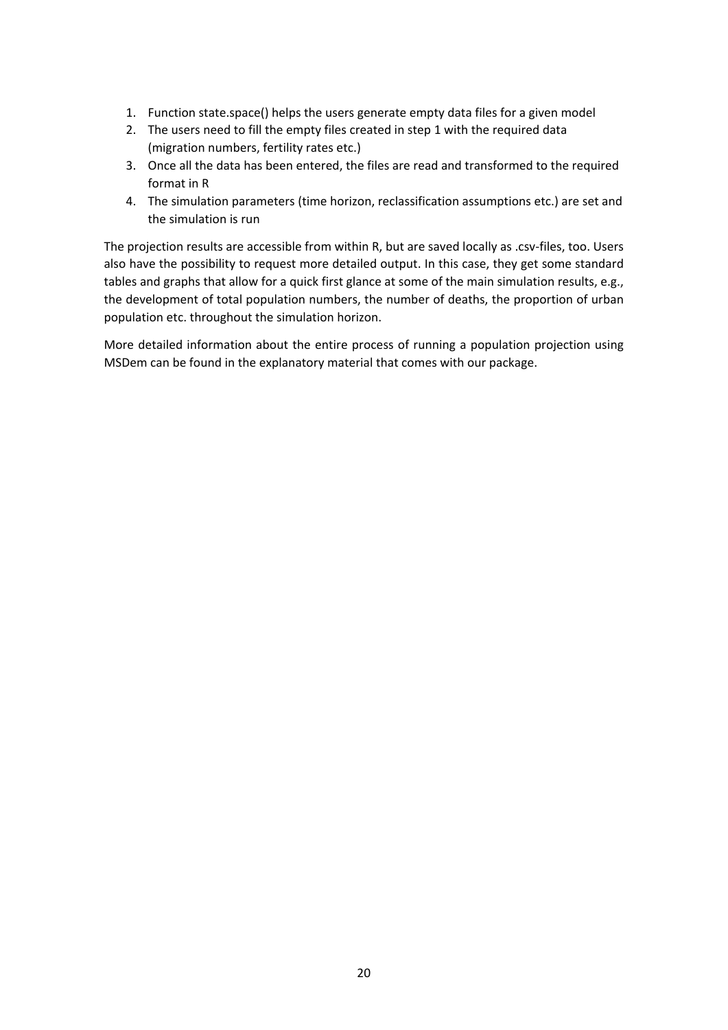1. Function state.space() helps the users generate empty data files for a given model
2. The users need to fill the empty files created in step 1 with the required data (migration numbers, fertility rates etc.)
3. Once all the data has been entered, the files are read and transformed to the required format in R
4. The simulation parameters (time horizon, reclassification assumptions etc.) are set and the simulation is run

The projection results are accessible from within R, but are saved locally as .csv-files, too. Users also have the possibility to request more detailed output. In this case, they get some standard tables and graphs that allow for a quick first glance at some of the main simulation results, e.g., the development of total population numbers, the number of deaths, the proportion of urban population etc. throughout the simulation horizon.

More detailed information about the entire process of running a population projection using MSDem can be found in the explanatory material that comes with our package.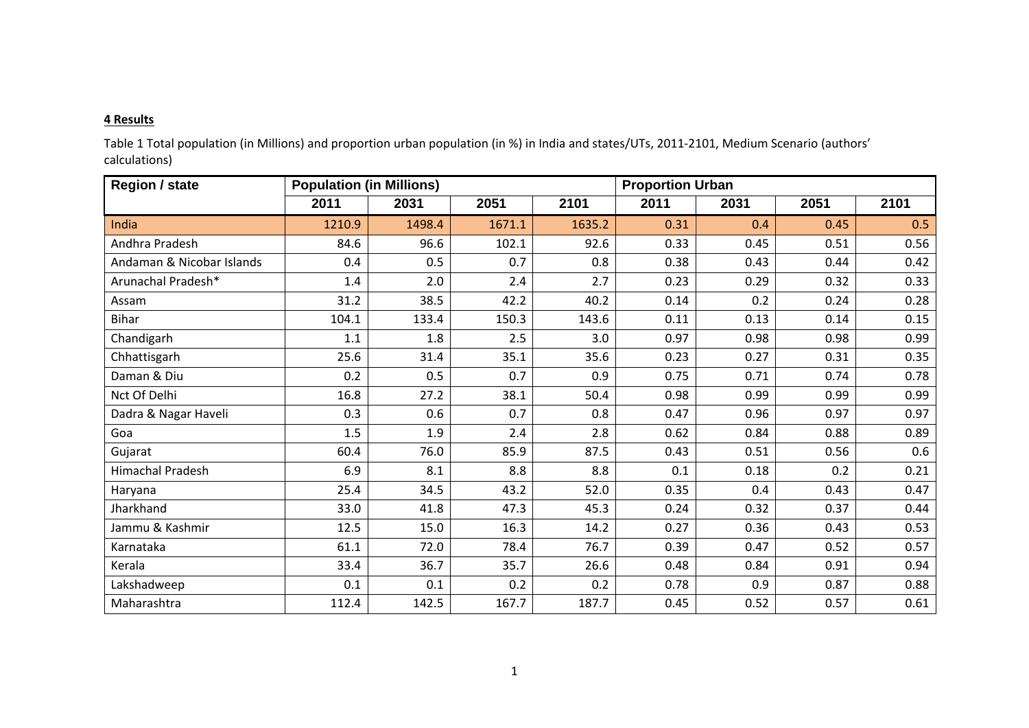**4 Results**

Table 1 Total population (in Millions) and proportion urban population (in %) in India and states/UTs, 2011-2101, Medium Scenario (authors' calculations)

| Region / state | Population (in Millions) | | | | Proportion Urban | | | |
|---|---|---|---|---|---|---|---|---|
| | 2011 | 2031 | 2051 | 2101 | 2011 | 2031 | 2051 | 2101 |
| India | 1210.9 | 1498.4 | 1671.1 | 1635.2 | 0.31 | 0.4 | 0.45 | 0.5 |
| Andhra Pradesh | 84.6 | 96.6 | 102.1 | 92.6 | 0.33 | 0.45 | 0.51 | 0.56 |
| Andaman & Nicobar Islands | 0.4 | 0.5 | 0.7 | 0.8 | 0.38 | 0.43 | 0.44 | 0.42 |
| Arunachal Pradesh* | 1.4 | 2.0 | 2.4 | 2.7 | 0.23 | 0.29 | 0.32 | 0.33 |
| Assam | 31.2 | 38.5 | 42.2 | 40.2 | 0.14 | 0.2 | 0.24 | 0.28 |
| Bihar | 104.1 | 133.4 | 150.3 | 143.6 | 0.11 | 0.13 | 0.14 | 0.15 |
| Chandigarh | 1.1 | 1.8 | 2.5 | 3.0 | 0.97 | 0.98 | 0.98 | 0.99 |
| Chhattisgarh | 25.6 | 31.4 | 35.1 | 35.6 | 0.23 | 0.27 | 0.31 | 0.35 |
| Daman & Diu | 0.2 | 0.5 | 0.7 | 0.9 | 0.75 | 0.71 | 0.74 | 0.78 |
| Nct Of Delhi | 16.8 | 27.2 | 38.1 | 50.4 | 0.98 | 0.99 | 0.99 | 0.99 |
| Dadra & Nagar Haveli | 0.3 | 0.6 | 0.7 | 0.8 | 0.47 | 0.96 | 0.97 | 0.97 |
| Goa | 1.5 | 1.9 | 2.4 | 2.8 | 0.62 | 0.84 | 0.88 | 0.89 |
| Gujarat | 60.4 | 76.0 | 85.9 | 87.5 | 0.43 | 0.51 | 0.56 | 0.6 |
| Himachal Pradesh | 6.9 | 8.1 | 8.8 | 8.8 | 0.1 | 0.18 | 0.2 | 0.21 |
| Haryana | 25.4 | 34.5 | 43.2 | 52.0 | 0.35 | 0.4 | 0.43 | 0.47 |
| Jharkhand | 33.0 | 41.8 | 47.3 | 45.3 | 0.24 | 0.32 | 0.37 | 0.44 |
| Jammu & Kashmir | 12.5 | 15.0 | 16.3 | 14.2 | 0.27 | 0.36 | 0.43 | 0.53 |
| Karnataka | 61.1 | 72.0 | 78.4 | 76.7 | 0.39 | 0.47 | 0.52 | 0.57 |
| Kerala | 33.4 | 36.7 | 35.7 | 26.6 | 0.48 | 0.84 | 0.91 | 0.94 |
| Lakshadweep | 0.1 | 0.1 | 0.2 | 0.2 | 0.78 | 0.9 | 0.87 | 0.88 |
| Maharashtra | 112.4 | 142.5 | 167.7 | 187.7 | 0.45 | 0.52 | 0.57 | 0.61 |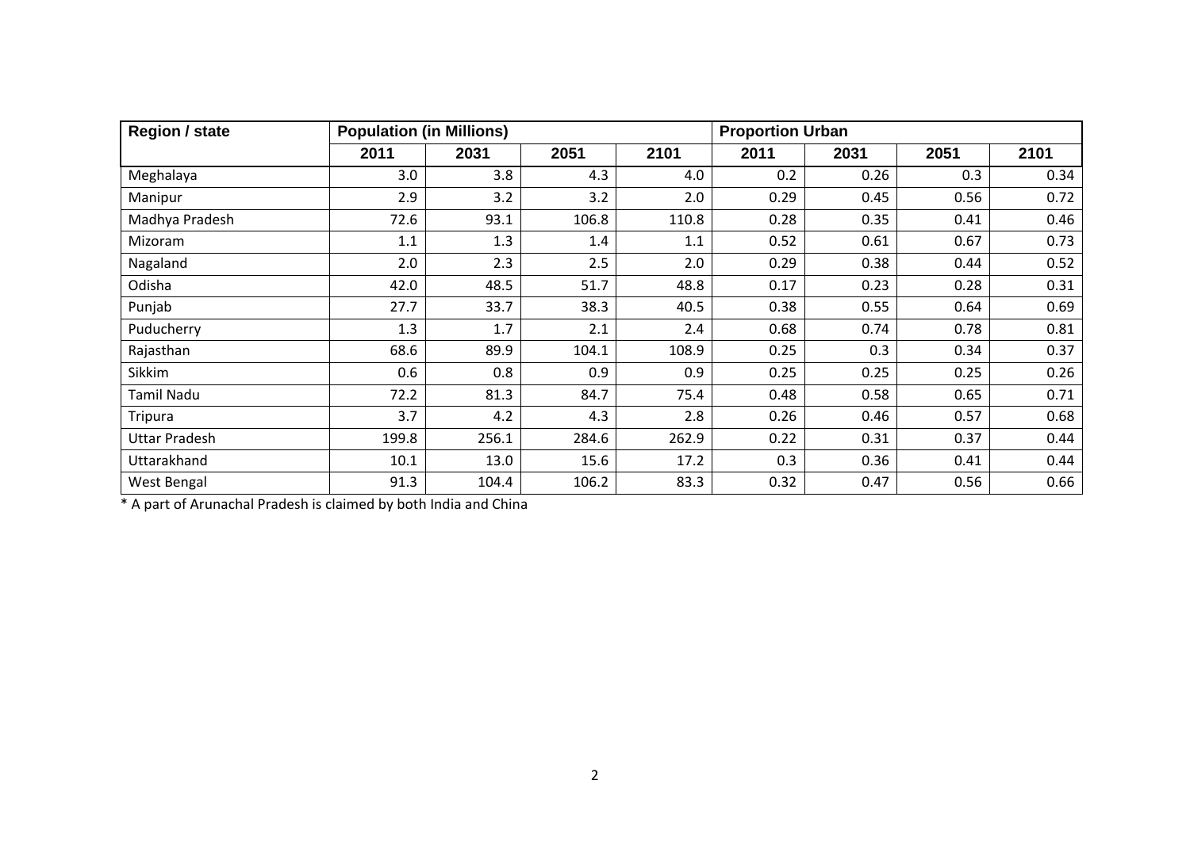| Region / state | Population (in Millions) | | | | Proportion Urban | | | |
|---|---|---|---|---|---|---|---|---|
| | 2011 | 2031 | 2051 | 2101 | 2011 | 2031 | 2051 | 2101 |
| Meghalaya | 3.0 | 3.8 | 4.3 | 4.0 | 0.2 | 0.26 | 0.3 | 0.34 |
| Manipur | 2.9 | 3.2 | 3.2 | 2.0 | 0.29 | 0.45 | 0.56 | 0.72 |
| Madhya Pradesh | 72.6 | 93.1 | 106.8 | 110.8 | 0.28 | 0.35 | 0.41 | 0.46 |
| Mizoram | 1.1 | 1.3 | 1.4 | 1.1 | 0.52 | 0.61 | 0.67 | 0.73 |
| Nagaland | 2.0 | 2.3 | 2.5 | 2.0 | 0.29 | 0.38 | 0.44 | 0.52 |
| Odisha | 42.0 | 48.5 | 51.7 | 48.8 | 0.17 | 0.23 | 0.28 | 0.31 |
| Punjab | 27.7 | 33.7 | 38.3 | 40.5 | 0.38 | 0.55 | 0.64 | 0.69 |
| Puducherry | 1.3 | 1.7 | 2.1 | 2.4 | 0.68 | 0.74 | 0.78 | 0.81 |
| Rajasthan | 68.6 | 89.9 | 104.1 | 108.9 | 0.25 | 0.3 | 0.34 | 0.37 |
| Sikkim | 0.6 | 0.8 | 0.9 | 0.9 | 0.25 | 0.25 | 0.25 | 0.26 |
| Tamil Nadu | 72.2 | 81.3 | 84.7 | 75.4 | 0.48 | 0.58 | 0.65 | 0.71 |
| Tripura | 3.7 | 4.2 | 4.3 | 2.8 | 0.26 | 0.46 | 0.57 | 0.68 |
| Uttar Pradesh | 199.8 | 256.1 | 284.6 | 262.9 | 0.22 | 0.31 | 0.37 | 0.44 |
| Uttarakhand | 10.1 | 13.0 | 15.6 | 17.2 | 0.3 | 0.36 | 0.41 | 0.44 |
| West Bengal | 91.3 | 104.4 | 106.2 | 83.3 | 0.32 | 0.47 | 0.56 | 0.66 |

* A part of Arunachal Pradesh is claimed by both India and China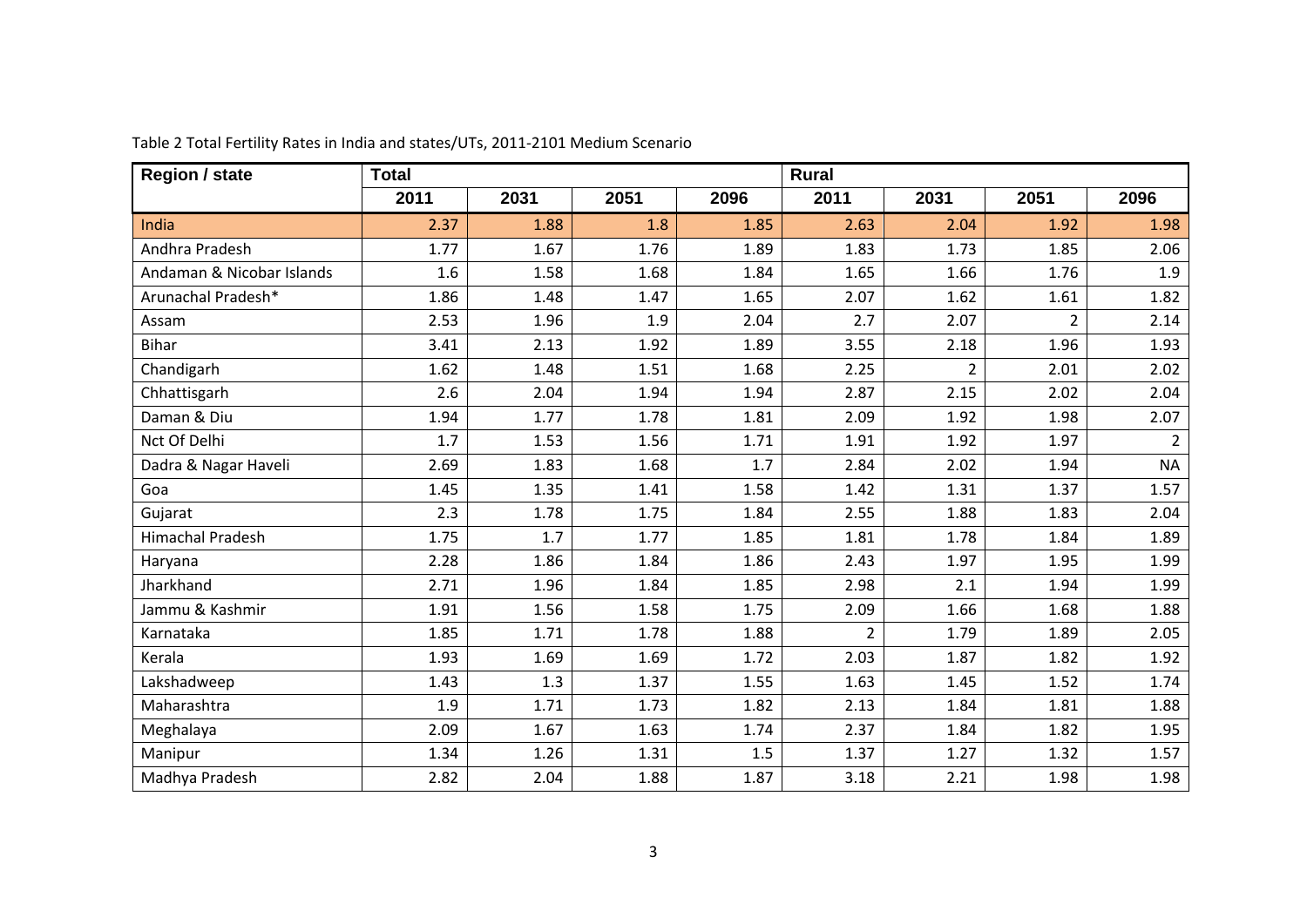Table 2 Total Fertility Rates in India and states/UTs, 2011-2101 Medium Scenario

| Region / state | Total | | | | Rural | | | |
|---|---|---|---|---|---|---|---|---|
| | 2011 | 2031 | 2051 | 2096 | 2011 | 2031 | 2051 | 2096 |
| India | 2.37 | 1.88 | 1.8 | 1.85 | 2.63 | 2.04 | 1.92 | 1.98 |
| Andhra Pradesh | 1.77 | 1.67 | 1.76 | 1.89 | 1.83 | 1.73 | 1.85 | 2.06 |
| Andaman & Nicobar Islands | 1.6 | 1.58 | 1.68 | 1.84 | 1.65 | 1.66 | 1.76 | 1.9 |
| Arunachal Pradesh* | 1.86 | 1.48 | 1.47 | 1.65 | 2.07 | 1.62 | 1.61 | 1.82 |
| Assam | 2.53 | 1.96 | 1.9 | 2.04 | 2.7 | 2.07 | 2 | 2.14 |
| Bihar | 3.41 | 2.13 | 1.92 | 1.89 | 3.55 | 2.18 | 1.96 | 1.93 |
| Chandigarh | 1.62 | 1.48 | 1.51 | 1.68 | 2.25 | 2 | 2.01 | 2.02 |
| Chhattisgarh | 2.6 | 2.04 | 1.94 | 1.94 | 2.87 | 2.15 | 2.02 | 2.04 |
| Daman & Diu | 1.94 | 1.77 | 1.78 | 1.81 | 2.09 | 1.92 | 1.98 | 2.07 |
| Nct Of Delhi | 1.7 | 1.53 | 1.56 | 1.71 | 1.91 | 1.92 | 1.97 | 2 |
| Dadra & Nagar Haveli | 2.69 | 1.83 | 1.68 | 1.7 | 2.84 | 2.02 | 1.94 | NA |
| Goa | 1.45 | 1.35 | 1.41 | 1.58 | 1.42 | 1.31 | 1.37 | 1.57 |
| Gujarat | 2.3 | 1.78 | 1.75 | 1.84 | 2.55 | 1.88 | 1.83 | 2.04 |
| Himachal Pradesh | 1.75 | 1.7 | 1.77 | 1.85 | 1.81 | 1.78 | 1.84 | 1.89 |
| Haryana | 2.28 | 1.86 | 1.84 | 1.86 | 2.43 | 1.97 | 1.95 | 1.99 |
| Jharkhand | 2.71 | 1.96 | 1.84 | 1.85 | 2.98 | 2.1 | 1.94 | 1.99 |
| Jammu & Kashmir | 1.91 | 1.56 | 1.58 | 1.75 | 2.09 | 1.66 | 1.68 | 1.88 |
| Karnataka | 1.85 | 1.71 | 1.78 | 1.88 | 2 | 1.79 | 1.89 | 2.05 |
| Kerala | 1.93 | 1.69 | 1.69 | 1.72 | 2.03 | 1.87 | 1.82 | 1.92 |
| Lakshadweep | 1.43 | 1.3 | 1.37 | 1.55 | 1.63 | 1.45 | 1.52 | 1.74 |
| Maharashtra | 1.9 | 1.71 | 1.73 | 1.82 | 2.13 | 1.84 | 1.81 | 1.88 |
| Meghalaya | 2.09 | 1.67 | 1.63 | 1.74 | 2.37 | 1.84 | 1.82 | 1.95 |
| Manipur | 1.34 | 1.26 | 1.31 | 1.5 | 1.37 | 1.27 | 1.32 | 1.57 |
| Madhya Pradesh | 2.82 | 2.04 | 1.88 | 1.87 | 3.18 | 2.21 | 1.98 | 1.98 |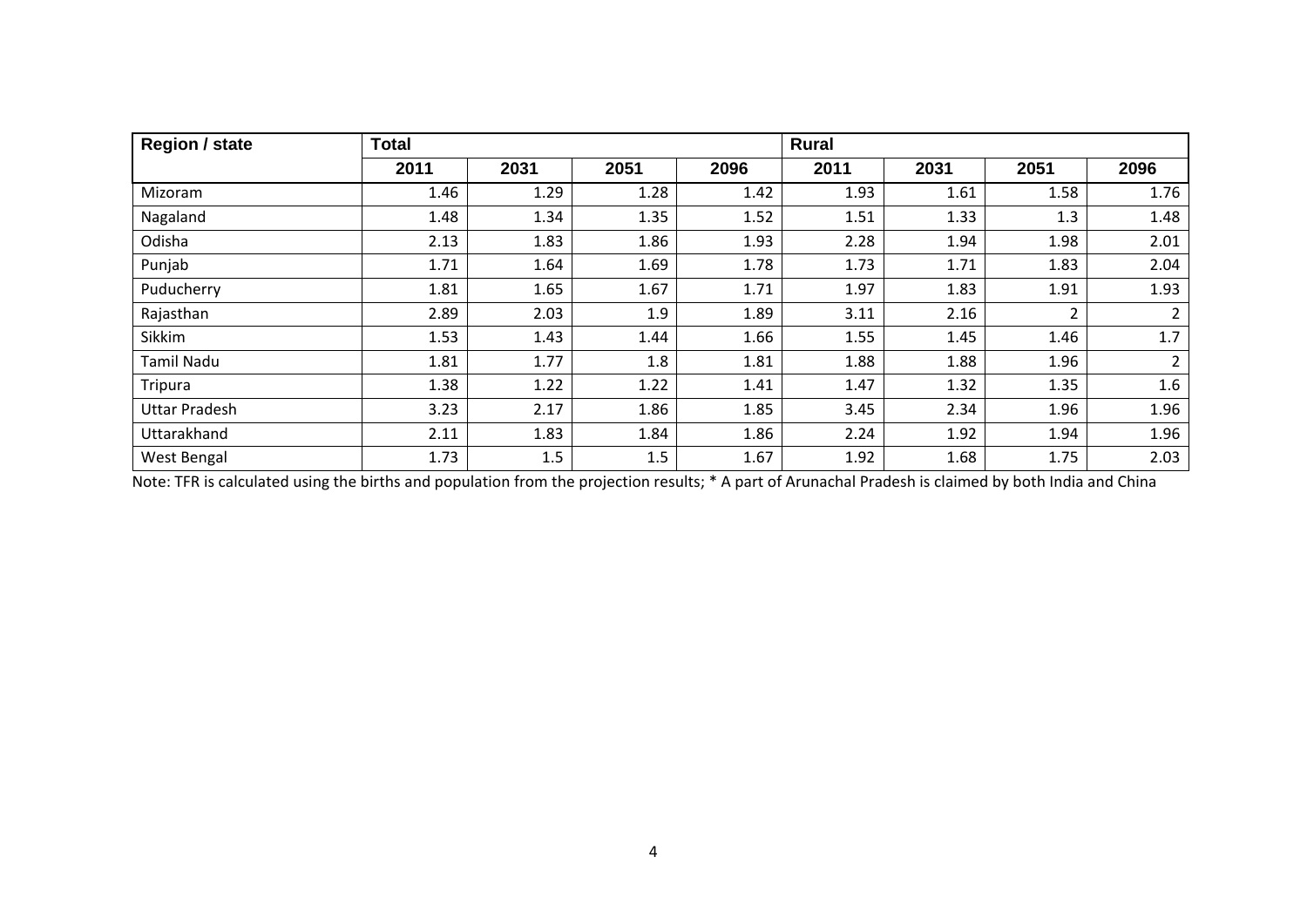| Region / state | Total | | | | Rural | | | |
|---|---|---|---|---|---|---|---|---|
| | 2011 | 2031 | 2051 | 2096 | 2011 | 2031 | 2051 | 2096 |
| Mizoram | 1.46 | 1.29 | 1.28 | 1.42 | 1.93 | 1.61 | 1.58 | 1.76 |
| Nagaland | 1.48 | 1.34 | 1.35 | 1.52 | 1.51 | 1.33 | 1.3 | 1.48 |
| Odisha | 2.13 | 1.83 | 1.86 | 1.93 | 2.28 | 1.94 | 1.98 | 2.01 |
| Punjab | 1.71 | 1.64 | 1.69 | 1.78 | 1.73 | 1.71 | 1.83 | 2.04 |
| Puducherry | 1.81 | 1.65 | 1.67 | 1.71 | 1.97 | 1.83 | 1.91 | 1.93 |
| Rajasthan | 2.89 | 2.03 | 1.9 | 1.89 | 3.11 | 2.16 | 2 | 2 |
| Sikkim | 1.53 | 1.43 | 1.44 | 1.66 | 1.55 | 1.45 | 1.46 | 1.7 |
| Tamil Nadu | 1.81 | 1.77 | 1.8 | 1.81 | 1.88 | 1.88 | 1.96 | 2 |
| Tripura | 1.38 | 1.22 | 1.22 | 1.41 | 1.47 | 1.32 | 1.35 | 1.6 |
| Uttar Pradesh | 3.23 | 2.17 | 1.86 | 1.85 | 3.45 | 2.34 | 1.96 | 1.96 |
| Uttarakhand | 2.11 | 1.83 | 1.84 | 1.86 | 2.24 | 1.92 | 1.94 | 1.96 |
| West Bengal | 1.73 | 1.5 | 1.5 | 1.67 | 1.92 | 1.68 | 1.75 | 2.03 |

Note: TFR is calculated using the births and population from the projection results; * A part of Arunachal Pradesh is claimed by both India and China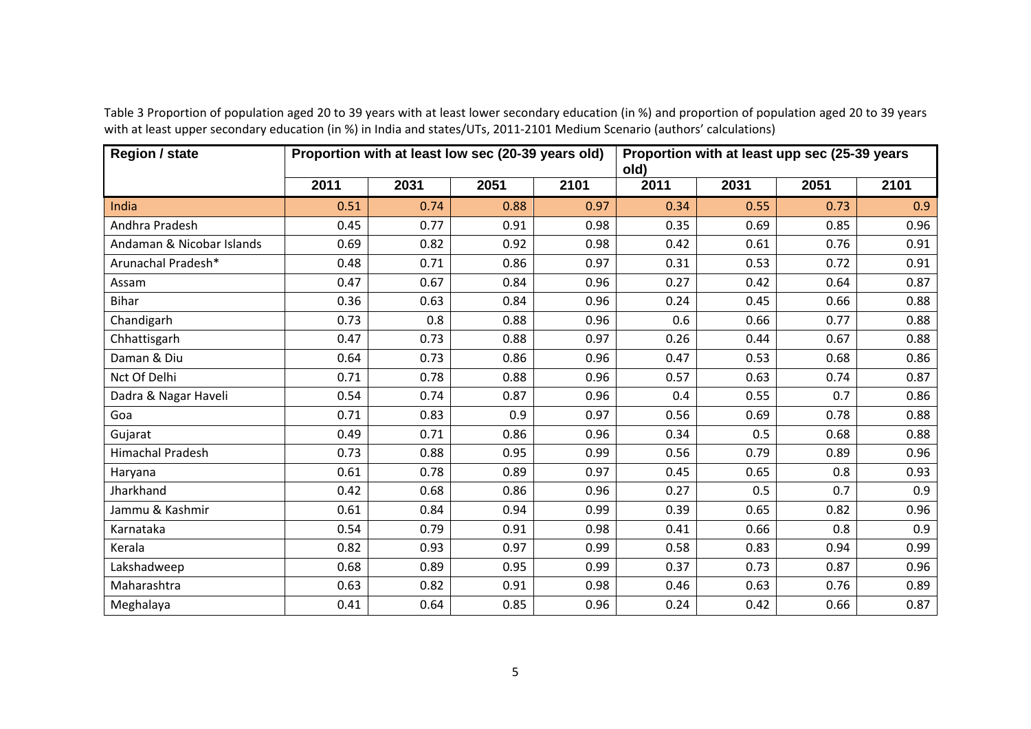Table 3 Proportion of population aged 20 to 39 years with at least lower secondary education (in %) and proportion of population aged 20 to 39 years with at least upper secondary education (in %) in India and states/UTs, 2011-2101 Medium Scenario (authors' calculations)

| Region / state | Proportion with at least low sec (20-39 years old) | | | | Proportion with at least upp sec (25-39 years old) | | | |
|---|---|---|---|---|---|---|---|---|
| | 2011 | 2031 | 2051 | 2101 | 2011 | 2031 | 2051 | 2101 |
| India | 0.51 | 0.74 | 0.88 | 0.97 | 0.34 | 0.55 | 0.73 | 0.9 |
| Andhra Pradesh | 0.45 | 0.77 | 0.91 | 0.98 | 0.35 | 0.69 | 0.85 | 0.96 |
| Andaman & Nicobar Islands | 0.69 | 0.82 | 0.92 | 0.98 | 0.42 | 0.61 | 0.76 | 0.91 |
| Arunachal Pradesh* | 0.48 | 0.71 | 0.86 | 0.97 | 0.31 | 0.53 | 0.72 | 0.91 |
| Assam | 0.47 | 0.67 | 0.84 | 0.96 | 0.27 | 0.42 | 0.64 | 0.87 |
| Bihar | 0.36 | 0.63 | 0.84 | 0.96 | 0.24 | 0.45 | 0.66 | 0.88 |
| Chandigarh | 0.73 | 0.8 | 0.88 | 0.96 | 0.6 | 0.66 | 0.77 | 0.88 |
| Chhattisgarh | 0.47 | 0.73 | 0.88 | 0.97 | 0.26 | 0.44 | 0.67 | 0.88 |
| Daman & Diu | 0.64 | 0.73 | 0.86 | 0.96 | 0.47 | 0.53 | 0.68 | 0.86 |
| Nct Of Delhi | 0.71 | 0.78 | 0.88 | 0.96 | 0.57 | 0.63 | 0.74 | 0.87 |
| Dadra & Nagar Haveli | 0.54 | 0.74 | 0.87 | 0.96 | 0.4 | 0.55 | 0.7 | 0.86 |
| Goa | 0.71 | 0.83 | 0.9 | 0.97 | 0.56 | 0.69 | 0.78 | 0.88 |
| Gujarat | 0.49 | 0.71 | 0.86 | 0.96 | 0.34 | 0.5 | 0.68 | 0.88 |
| Himachal Pradesh | 0.73 | 0.88 | 0.95 | 0.99 | 0.56 | 0.79 | 0.89 | 0.96 |
| Haryana | 0.61 | 0.78 | 0.89 | 0.97 | 0.45 | 0.65 | 0.8 | 0.93 |
| Jharkhand | 0.42 | 0.68 | 0.86 | 0.96 | 0.27 | 0.5 | 0.7 | 0.9 |
| Jammu & Kashmir | 0.61 | 0.84 | 0.94 | 0.99 | 0.39 | 0.65 | 0.82 | 0.96 |
| Karnataka | 0.54 | 0.79 | 0.91 | 0.98 | 0.41 | 0.66 | 0.8 | 0.9 |
| Kerala | 0.82 | 0.93 | 0.97 | 0.99 | 0.58 | 0.83 | 0.94 | 0.99 |
| Lakshadweep | 0.68 | 0.89 | 0.95 | 0.99 | 0.37 | 0.73 | 0.87 | 0.96 |
| Maharashtra | 0.63 | 0.82 | 0.91 | 0.98 | 0.46 | 0.63 | 0.76 | 0.89 |
| Meghalaya | 0.41 | 0.64 | 0.85 | 0.96 | 0.24 | 0.42 | 0.66 | 0.87 |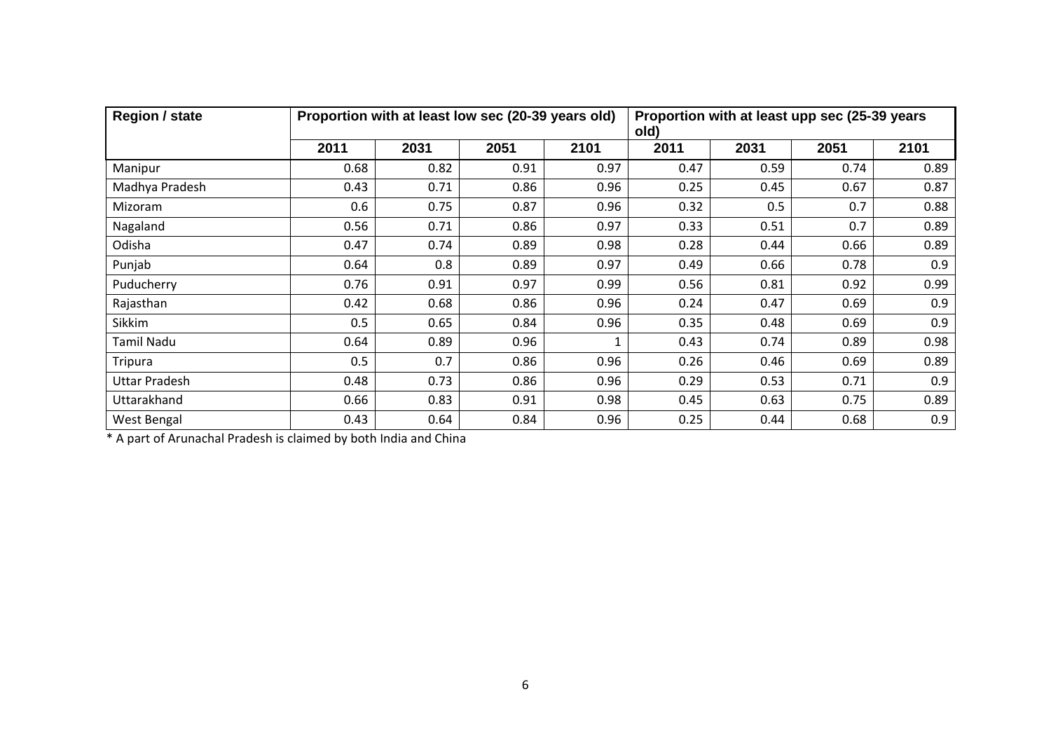| Region / state | Proportion with at least low sec (20-39 years old) | | | | Proportion with at least upp sec (25-39 years old) | | | |
|---|---|---|---|---|---|---|---|---|
| | 2011 | 2031 | 2051 | 2101 | 2011 | 2031 | 2051 | 2101 |
| Manipur | 0.68 | 0.82 | 0.91 | 0.97 | 0.47 | 0.59 | 0.74 | 0.89 |
| Madhya Pradesh | 0.43 | 0.71 | 0.86 | 0.96 | 0.25 | 0.45 | 0.67 | 0.87 |
| Mizoram | 0.6 | 0.75 | 0.87 | 0.96 | 0.32 | 0.5 | 0.7 | 0.88 |
| Nagaland | 0.56 | 0.71 | 0.86 | 0.97 | 0.33 | 0.51 | 0.7 | 0.89 |
| Odisha | 0.47 | 0.74 | 0.89 | 0.98 | 0.28 | 0.44 | 0.66 | 0.89 |
| Punjab | 0.64 | 0.8 | 0.89 | 0.97 | 0.49 | 0.66 | 0.78 | 0.9 |
| Puducherry | 0.76 | 0.91 | 0.97 | 0.99 | 0.56 | 0.81 | 0.92 | 0.99 |
| Rajasthan | 0.42 | 0.68 | 0.86 | 0.96 | 0.24 | 0.47 | 0.69 | 0.9 |
| Sikkim | 0.5 | 0.65 | 0.84 | 0.96 | 0.35 | 0.48 | 0.69 | 0.9 |
| Tamil Nadu | 0.64 | 0.89 | 0.96 | 1 | 0.43 | 0.74 | 0.89 | 0.98 |
| Tripura | 0.5 | 0.7 | 0.86 | 0.96 | 0.26 | 0.46 | 0.69 | 0.89 |
| Uttar Pradesh | 0.48 | 0.73 | 0.86 | 0.96 | 0.29 | 0.53 | 0.71 | 0.9 |
| Uttarakhand | 0.66 | 0.83 | 0.91 | 0.98 | 0.45 | 0.63 | 0.75 | 0.89 |
| West Bengal | 0.43 | 0.64 | 0.84 | 0.96 | 0.25 | 0.44 | 0.68 | 0.9 |

* A part of Arunachal Pradesh is claimed by both India and China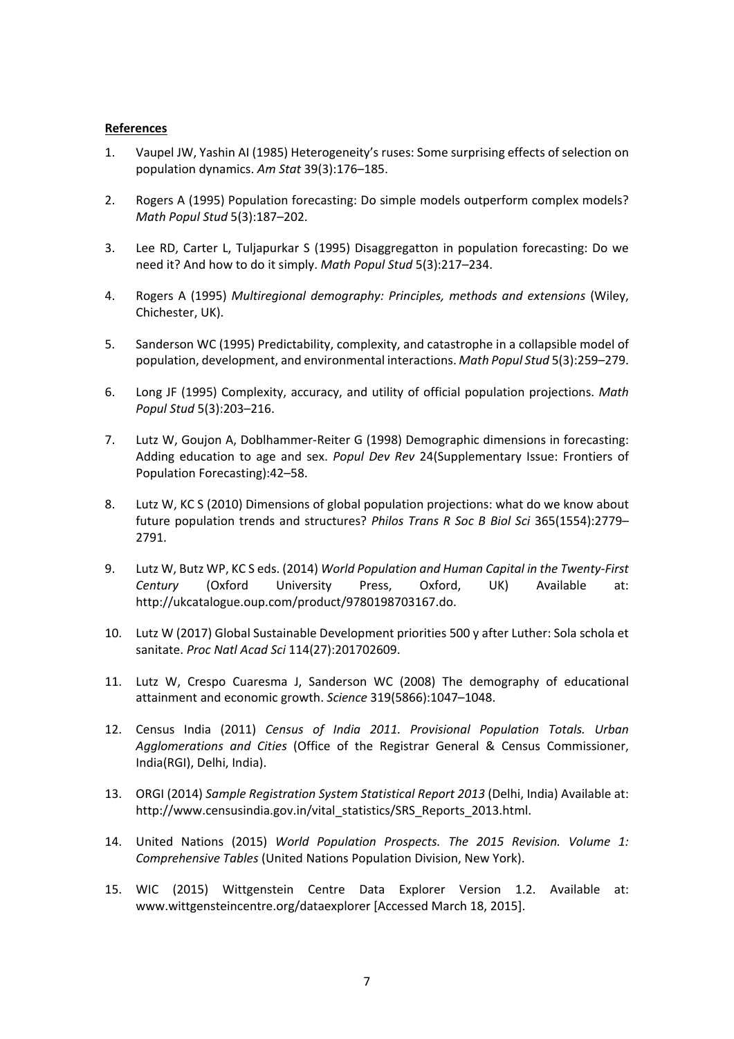**References**

1. Vaupel JW, Yashin AI (1985) Heterogeneity's ruses: Some surprising effects of selection on population dynamics. *Am Stat* 39(3):176–185.

2. Rogers A (1995) Population forecasting: Do simple models outperform complex models? *Math Popul Stud* 5(3):187–202.

3. Lee RD, Carter L, Tuljapurkar S (1995) Disaggregatton in population forecasting: Do we need it? And how to do it simply. *Math Popul Stud* 5(3):217–234.

4. Rogers A (1995) *Multiregional demography: Principles, methods and extensions* (Wiley, Chichester, UK).

5. Sanderson WC (1995) Predictability, complexity, and catastrophe in a collapsible model of population, development, and environmental interactions. *Math Popul Stud* 5(3):259–279.

6. Long JF (1995) Complexity, accuracy, and utility of official population projections. *Math Popul Stud* 5(3):203–216.

7. Lutz W, Goujon A, Doblhammer-Reiter G (1998) Demographic dimensions in forecasting: Adding education to age and sex. *Popul Dev Rev* 24(Supplementary Issue: Frontiers of Population Forecasting):42–58.

8. Lutz W, KC S (2010) Dimensions of global population projections: what do we know about future population trends and structures? *Philos Trans R Soc B Biol Sci* 365(1554):2779–2791.

9. Lutz W, Butz WP, KC S eds. (2014) *World Population and Human Capital in the Twenty-First Century* (Oxford University Press, Oxford, UK) Available at: http://ukcatalogue.oup.com/product/9780198703167.do.

10. Lutz W (2017) Global Sustainable Development priorities 500 y after Luther: Sola schola et sanitate. *Proc Natl Acad Sci* 114(27):201702609.

11. Lutz W, Crespo Cuaresma J, Sanderson WC (2008) The demography of educational attainment and economic growth. *Science* 319(5866):1047–1048.

12. Census India (2011) *Census of India 2011. Provisional Population Totals. Urban Agglomerations and Cities* (Office of the Registrar General & Census Commissioner, India(RGI), Delhi, India).

13. ORGI (2014) *Sample Registration System Statistical Report 2013* (Delhi, India) Available at: http://www.censusindia.gov.in/vital_statistics/SRS_Reports_2013.html.

14. United Nations (2015) *World Population Prospects. The 2015 Revision. Volume 1: Comprehensive Tables* (United Nations Population Division, New York).

15. WIC (2015) Wittgenstein Centre Data Explorer Version 1.2. Available at: www.wittgensteincentre.org/dataexplorer [Accessed March 18, 2015].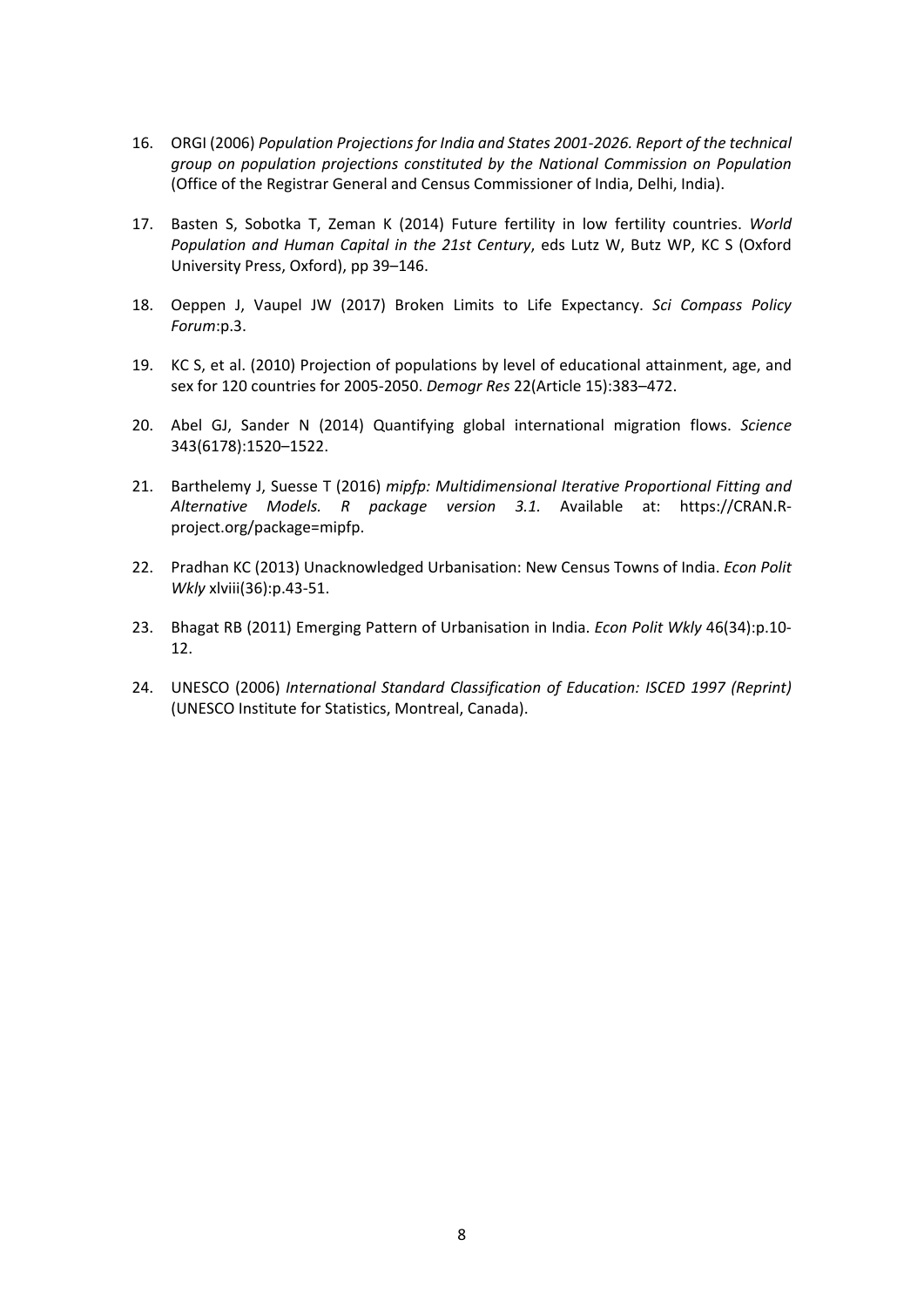16. ORGI (2006) *Population Projections for India and States 2001-2026. Report of the technical group on population projections constituted by the National Commission on Population* (Office of the Registrar General and Census Commissioner of India, Delhi, India).

17. Basten S, Sobotka T, Zeman K (2014) Future fertility in low fertility countries. *World Population and Human Capital in the 21st Century*, eds Lutz W, Butz WP, KC S (Oxford University Press, Oxford), pp 39–146.

18. Oeppen J, Vaupel JW (2017) Broken Limits to Life Expectancy. *Sci Compass Policy Forum*:p.3.

19. KC S, et al. (2010) Projection of populations by level of educational attainment, age, and sex for 120 countries for 2005-2050. *Demogr Res* 22(Article 15):383–472.

20. Abel GJ, Sander N (2014) Quantifying global international migration flows. *Science* 343(6178):1520–1522.

21. Barthelemy J, Suesse T (2016) *mipfp: Multidimensional Iterative Proportional Fitting and Alternative Models. R package version 3.1.* Available at: https://CRAN.R-project.org/package=mipfp.

22. Pradhan KC (2013) Unacknowledged Urbanisation: New Census Towns of India. *Econ Polit Wkly* xlviii(36):p.43-51.

23. Bhagat RB (2011) Emerging Pattern of Urbanisation in India. *Econ Polit Wkly* 46(34):p.10-12.

24. UNESCO (2006) *International Standard Classification of Education: ISCED 1997 (Reprint)* (UNESCO Institute for Statistics, Montreal, Canada).